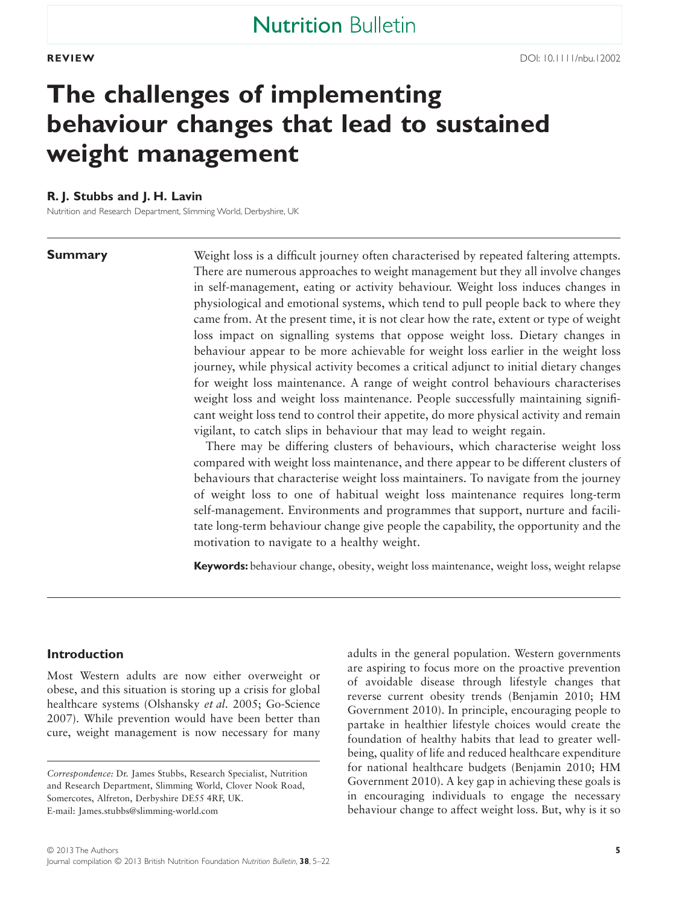**REVIEW**

DOI: 10.1111/nbu.12002

# The challenges of implementing behaviour changes that lead to sustained weight management

**R. J. Stubbs and J. H. Lavin**

Nutrition and Research Department, Slimming World, Derbyshire, UK

## Summary

Weight loss is a difficult journey often characterised by repeated faltering attempts. There are numerous approaches to weight management but they all involve changes in self-management, eating or activity behaviour. Weight loss induces changes in physiological and emotional systems, which tend to pull people back to where they came from. At the present time, it is not clear how the rate, extent or type of weight loss impact on signalling systems that oppose weight loss. Dietary changes in behaviour appear to be more achievable for weight loss earlier in the weight loss journey, while physical activity becomes a critical adjunct to initial dietary changes for weight loss maintenance. A range of weight control behaviours characterises weight loss and weight loss maintenance. People successfully maintaining significant weight loss tend to control their appetite, do more physical activity and remain vigilant, to catch slips in behaviour that may lead to weight regain.

There may be differing clusters of behaviours, which characterise weight loss compared with weight loss maintenance, and there appear to be different clusters of behaviours that characterise weight loss maintainers. To navigate from the journey of weight loss to one of habitual weight loss maintenance requires long-term self-management. Environments and programmes that support, nurture and facilitate long-term behaviour change give people the capability, the opportunity and the motivation to navigate to a healthy weight.

**Keywords:** behaviour change, obesity, weight loss maintenance, weight loss, weight relapse

## Introduction

Most Western adults are now either overweight or obese, and this situation is storing up a crisis for global healthcare systems (Olshansky *et al*. 2005; Go-Science 2007). While prevention would have been better than cure, weight management is now necessary for many adults in the general population. Western governments are aspiring to focus more on the proactive prevention of avoidable disease through lifestyle changes that reverse current obesity trends (Benjamin 2010; HM Government 2010). In principle, encouraging people to partake in healthier lifestyle choices would create the foundation of healthy habits that lead to greater well-being, quality of life and reduced healthcare expenditure for national healthcare budgets (Benjamin 2010; HM Government 2010). A key gap in achieving these goals is in encouraging individuals to engage the necessary behaviour change to affect weight loss. But, why is it so

*Correspondence:* Dr. James Stubbs, Research Specialist, Nutrition and Research Department, Slimming World, Clover Nook Road, Somercotes, Alfreton, Derbyshire DE55 4RF, UK.
E-mail: James.stubbs@slimming-world.com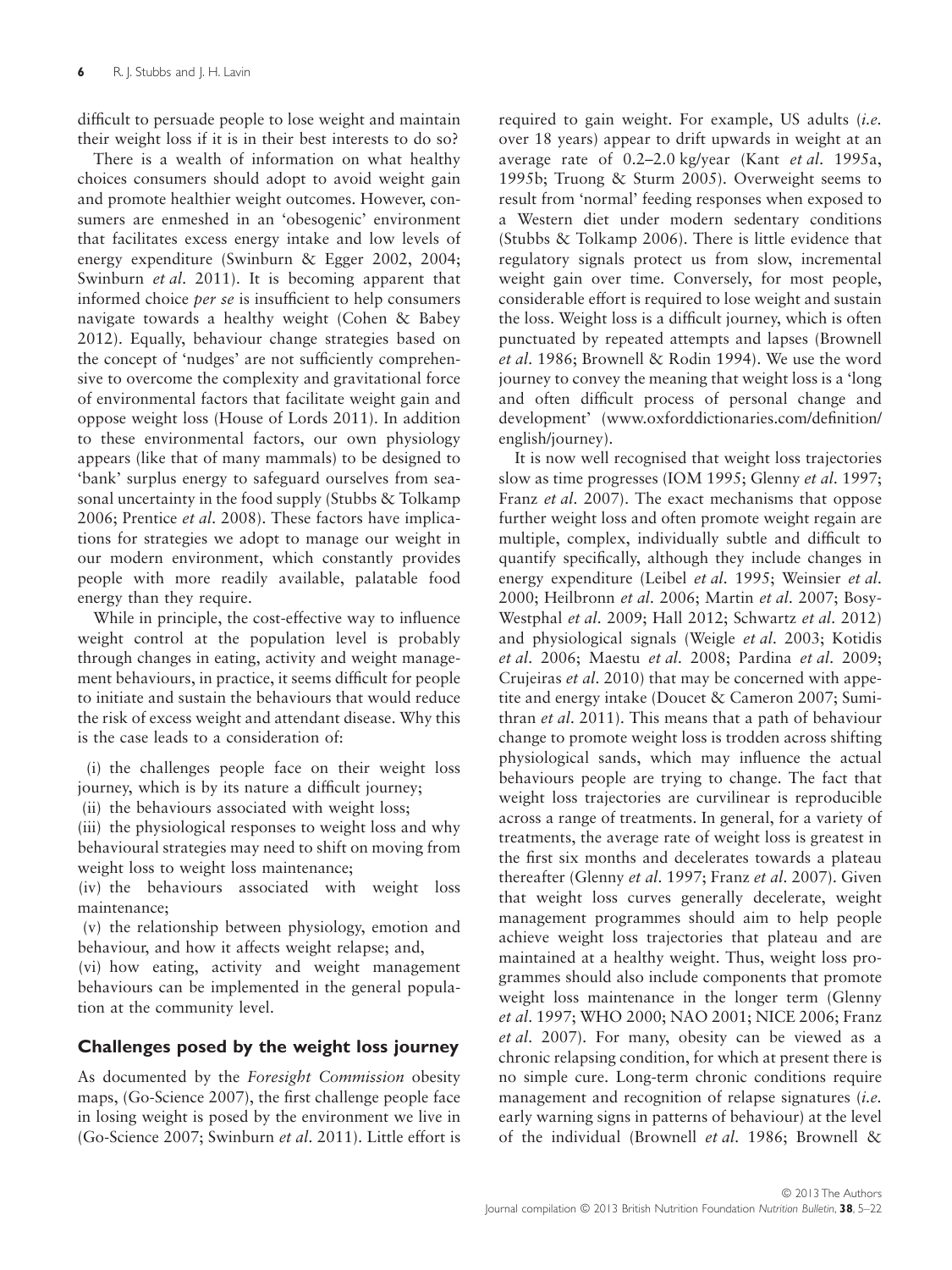difficult to persuade people to lose weight and maintain their weight loss if it is in their best interests to do so?

There is a wealth of information on what healthy choices consumers should adopt to avoid weight gain and promote healthier weight outcomes. However, consumers are enmeshed in an 'obesogenic' environment that facilitates excess energy intake and low levels of energy expenditure (Swinburn & Egger 2002, 2004; Swinburn *et al*. 2011). It is becoming apparent that informed choice *per se* is insufficient to help consumers navigate towards a healthy weight (Cohen & Babey 2012). Equally, behaviour change strategies based on the concept of 'nudges' are not sufficiently comprehensive to overcome the complexity and gravitational force of environmental factors that facilitate weight gain and oppose weight loss (House of Lords 2011). In addition to these environmental factors, our own physiology appears (like that of many mammals) to be designed to 'bank' surplus energy to safeguard ourselves from seasonal uncertainty in the food supply (Stubbs & Tolkamp 2006; Prentice *et al*. 2008). These factors have implications for strategies we adopt to manage our weight in our modern environment, which constantly provides people with more readily available, palatable food energy than they require.

While in principle, the cost-effective way to influence weight control at the population level is probably through changes in eating, activity and weight management behaviours, in practice, it seems difficult for people to initiate and sustain the behaviours that would reduce the risk of excess weight and attendant disease. Why this is the case leads to a consideration of:

(i) the challenges people face on their weight loss journey, which is by its nature a difficult journey;
(ii) the behaviours associated with weight loss;
(iii) the physiological responses to weight loss and why behavioural strategies may need to shift on moving from weight loss to weight loss maintenance;
(iv) the behaviours associated with weight loss maintenance;
(v) the relationship between physiology, emotion and behaviour, and how it affects weight relapse; and,
(vi) how eating, activity and weight management behaviours can be implemented in the general population at the community level.

## Challenges posed by the weight loss journey

As documented by the *Foresight Commission* obesity maps, (Go-Science 2007), the first challenge people face in losing weight is posed by the environment we live in (Go-Science 2007; Swinburn *et al*. 2011). Little effort is required to gain weight. For example, US adults (*i.e.* over 18 years) appear to drift upwards in weight at an average rate of 0.2–2.0 kg/year (Kant *et al*. 1995a, 1995b; Truong & Sturm 2005). Overweight seems to result from 'normal' feeding responses when exposed to a Western diet under modern sedentary conditions (Stubbs & Tolkamp 2006). There is little evidence that regulatory signals protect us from slow, incremental weight gain over time. Conversely, for most people, considerable effort is required to lose weight and sustain the loss. Weight loss is a difficult journey, which is often punctuated by repeated attempts and lapses (Brownell *et al*. 1986; Brownell & Rodin 1994). We use the word journey to convey the meaning that weight loss is a 'long and often difficult process of personal change and development' (www.oxforddictionaries.com/definition/english/journey).

It is now well recognised that weight loss trajectories slow as time progresses (IOM 1995; Glenny *et al*. 1997; Franz *et al*. 2007). The exact mechanisms that oppose further weight loss and often promote weight regain are multiple, complex, individually subtle and difficult to quantify specifically, although they include changes in energy expenditure (Leibel *et al*. 1995; Weinsier *et al*. 2000; Heilbronn *et al*. 2006; Martin *et al*. 2007; Bosy-Westphal *et al*. 2009; Hall 2012; Schwartz *et al*. 2012) and physiological signals (Weigle *et al*. 2003; Kotidis *et al*. 2006; Maestu *et al*. 2008; Pardina *et al*. 2009; Crujeiras *et al*. 2010) that may be concerned with appetite and energy intake (Doucet & Cameron 2007; Sumithran *et al*. 2011). This means that a path of behaviour change to promote weight loss is trodden across shifting physiological sands, which may influence the actual behaviours people are trying to change. The fact that weight loss trajectories are curvilinear is reproducible across a range of treatments. In general, for a variety of treatments, the average rate of weight loss is greatest in the first six months and decelerates towards a plateau thereafter (Glenny *et al*. 1997; Franz *et al*. 2007). Given that weight loss curves generally decelerate, weight management programmes should aim to help people achieve weight loss trajectories that plateau and are maintained at a healthy weight. Thus, weight loss programmes should also include components that promote weight loss maintenance in the longer term (Glenny *et al*. 1997; WHO 2000; NAO 2001; NICE 2006; Franz *et al*. 2007). For many, obesity can be viewed as a chronic relapsing condition, for which at present there is no simple cure. Long-term chronic conditions require management and recognition of relapse signatures (*i.e.* early warning signs in patterns of behaviour) at the level of the individual (Brownell *et al*. 1986; Brownell &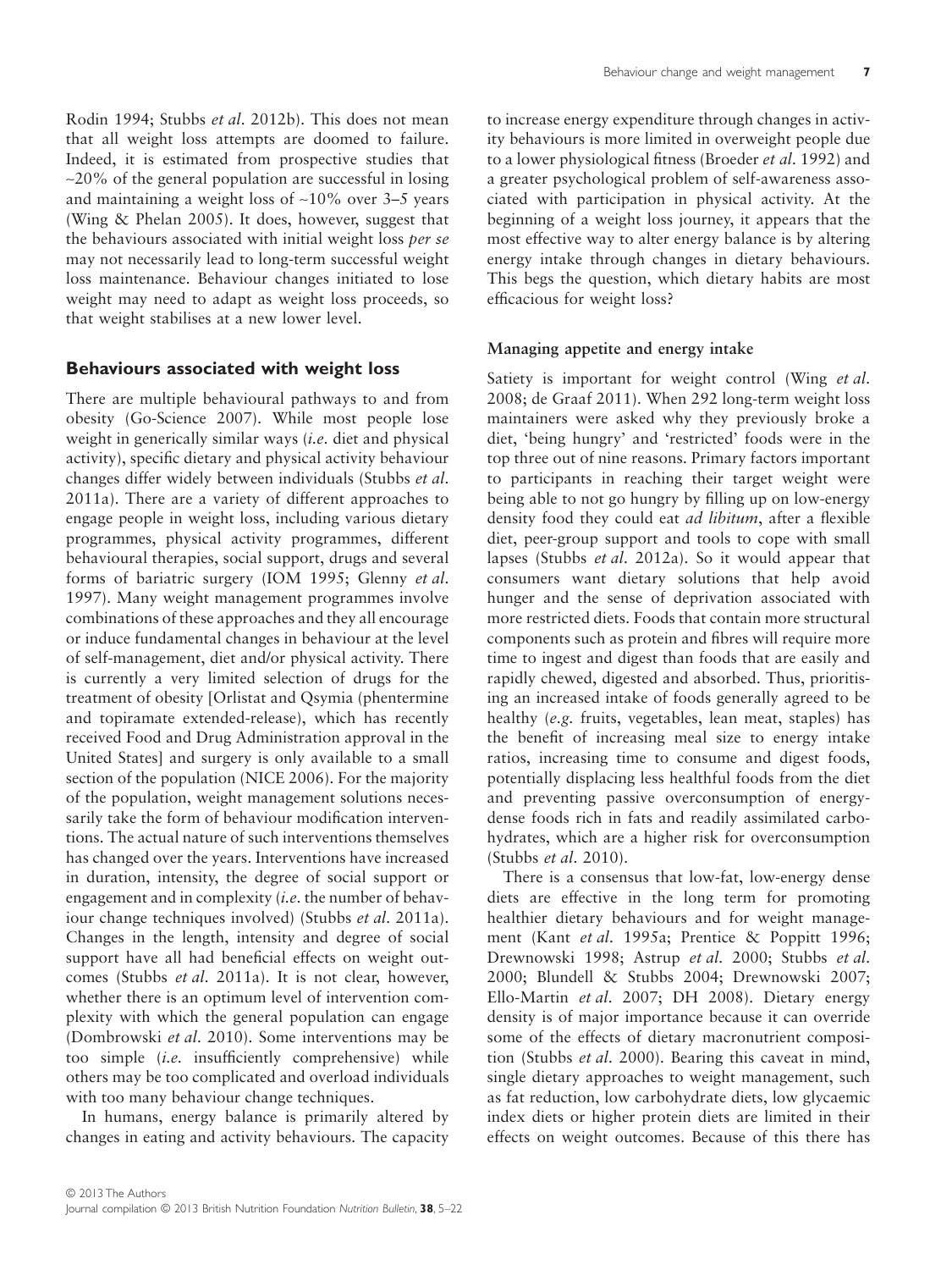Rodin 1994; Stubbs *et al*. 2012b). This does not mean that all weight loss attempts are doomed to failure. Indeed, it is estimated from prospective studies that ~20% of the general population are successful in losing and maintaining a weight loss of ~10% over 3–5 years (Wing & Phelan 2005). It does, however, suggest that the behaviours associated with initial weight loss *per se* may not necessarily lead to long-term successful weight loss maintenance. Behaviour changes initiated to lose weight may need to adapt as weight loss proceeds, so that weight stabilises at a new lower level.

## Behaviours associated with weight loss

There are multiple behavioural pathways to and from obesity (Go-Science 2007). While most people lose weight in generically similar ways (*i.e.* diet and physical activity), specific dietary and physical activity behaviour changes differ widely between individuals (Stubbs *et al*. 2011a). There are a variety of different approaches to engage people in weight loss, including various dietary programmes, physical activity programmes, different behavioural therapies, social support, drugs and several forms of bariatric surgery (IOM 1995; Glenny *et al*. 1997). Many weight management programmes involve combinations of these approaches and they all encourage or induce fundamental changes in behaviour at the level of self-management, diet and/or physical activity. There is currently a very limited selection of drugs for the treatment of obesity [Orlistat and Qsymia (phentermine and topiramate extended-release), which has recently received Food and Drug Administration approval in the United States] and surgery is only available to a small section of the population (NICE 2006). For the majority of the population, weight management solutions necessarily take the form of behaviour modification interventions. The actual nature of such interventions themselves has changed over the years. Interventions have increased in duration, intensity, the degree of social support or engagement and in complexity (*i.e.* the number of behaviour change techniques involved) (Stubbs *et al*. 2011a). Changes in the length, intensity and degree of social support have all had beneficial effects on weight outcomes (Stubbs *et al*. 2011a). It is not clear, however, whether there is an optimum level of intervention complexity with which the general population can engage (Dombrowski *et al*. 2010). Some interventions may be too simple (*i.e.* insufficiently comprehensive) while others may be too complicated and overload individuals with too many behaviour change techniques.

In humans, energy balance is primarily altered by changes in eating and activity behaviours. The capacity to increase energy expenditure through changes in activity behaviours is more limited in overweight people due to a lower physiological fitness (Broeder *et al*. 1992) and a greater psychological problem of self-awareness associated with participation in physical activity. At the beginning of a weight loss journey, it appears that the most effective way to alter energy balance is by altering energy intake through changes in dietary behaviours. This begs the question, which dietary habits are most efficacious for weight loss?

### Managing appetite and energy intake

Satiety is important for weight control (Wing *et al*. 2008; de Graaf 2011). When 292 long-term weight loss maintainers were asked why they previously broke a diet, 'being hungry' and 'restricted' foods were in the top three out of nine reasons. Primary factors important to participants in reaching their target weight were being able to not go hungry by filling up on low-energy density food they could eat *ad libitum*, after a flexible diet, peer-group support and tools to cope with small lapses (Stubbs *et al*. 2012a). So it would appear that consumers want dietary solutions that help avoid hunger and the sense of deprivation associated with more restricted diets. Foods that contain more structural components such as protein and fibres will require more time to ingest and digest than foods that are easily and rapidly chewed, digested and absorbed. Thus, prioritising an increased intake of foods generally agreed to be healthy (*e.g.* fruits, vegetables, lean meat, staples) has the benefit of increasing meal size to energy intake ratios, increasing time to consume and digest foods, potentially displacing less healthful foods from the diet and preventing passive overconsumption of energy-dense foods rich in fats and readily assimilated carbohydrates, which are a higher risk for overconsumption (Stubbs *et al*. 2010).

There is a consensus that low-fat, low-energy dense diets are effective in the long term for promoting healthier dietary behaviours and for weight management (Kant *et al*. 1995a; Prentice & Poppitt 1996; Drewnowski 1998; Astrup *et al*. 2000; Stubbs *et al*. 2000; Blundell & Stubbs 2004; Drewnowski 2007; Ello-Martin *et al*. 2007; DH 2008). Dietary energy density is of major importance because it can override some of the effects of dietary macronutrient composition (Stubbs *et al*. 2000). Bearing this caveat in mind, single dietary approaches to weight management, such as fat reduction, low carbohydrate diets, low glycaemic index diets or higher protein diets are limited in their effects on weight outcomes. Because of this there has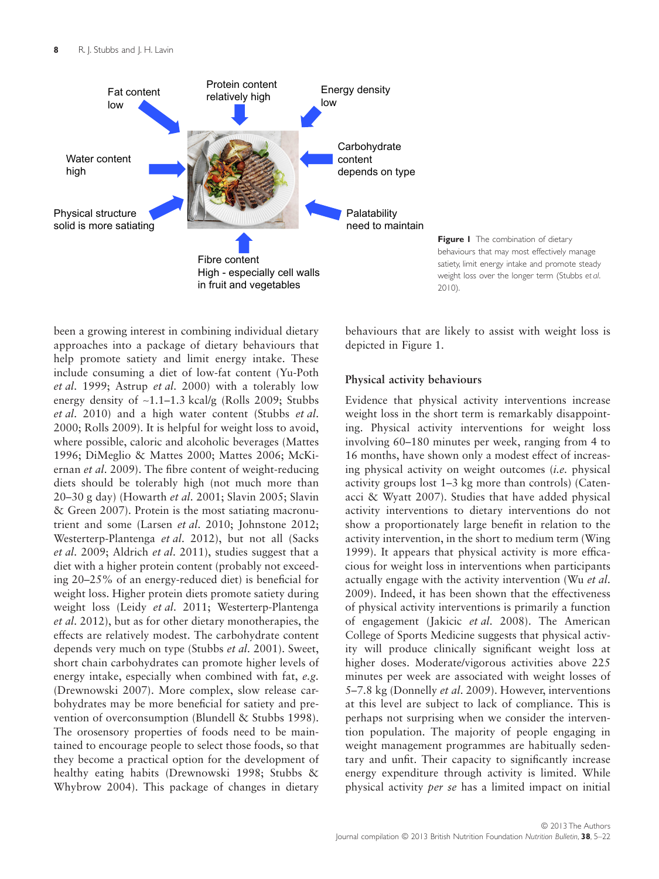Fat content low

Protein content relatively high

Energy density low

Water content high

Carbohydrate content depends on type

Physical structure solid is more satiating

Palatability need to maintain

Fibre content High - especially cell walls in fruit and vegetables

**Figure 1** The combination of dietary behaviours that may most effectively manage satiety, limit energy intake and promote steady weight loss over the longer term (Stubbs *et al.* 2010).

been a growing interest in combining individual dietary approaches into a package of dietary behaviours that help promote satiety and limit energy intake. These include consuming a diet of low-fat content (Yu-Poth *et al.* 1999; Astrup *et al.* 2000) with a tolerably low energy density of ~1.1–1.3 kcal/g (Rolls 2009; Stubbs *et al.* 2010) and a high water content (Stubbs *et al.* 2000; Rolls 2009). It is helpful for weight loss to avoid, where possible, caloric and alcoholic beverages (Mattes 1996; DiMeglio & Mattes 2000; Mattes 2006; McKiernan *et al.* 2009). The fibre content of weight-reducing diets should be tolerably high (not much more than 20–30 g day) (Howarth *et al.* 2001; Slavin 2005; Slavin & Green 2007). Protein is the most satiating macronutrient and some (Larsen *et al.* 2010; Johnstone 2012; Westerterp-Plantenga *et al.* 2012), but not all (Sacks *et al.* 2009; Aldrich *et al.* 2011), studies suggest that a diet with a higher protein content (probably not exceeding 20–25% of an energy-reduced diet) is beneficial for weight loss. Higher protein diets promote satiety during weight loss (Leidy *et al.* 2011; Westerterp-Plantenga *et al.* 2012), but as for other dietary monotherapies, the effects are relatively modest. The carbohydrate content depends very much on type (Stubbs *et al.* 2001). Sweet, short chain carbohydrates can promote higher levels of energy intake, especially when combined with fat, *e.g.* (Drewnowski 2007). More complex, slow release carbohydrates may be more beneficial for satiety and prevention of overconsumption (Blundell & Stubbs 1998). The orosensory properties of foods need to be maintained to encourage people to select those foods, so that they become a practical option for the development of healthy eating habits (Drewnowski 1998; Stubbs & Whybrow 2004). This package of changes in dietary behaviours that are likely to assist with weight loss is depicted in Figure 1.

## Physical activity behaviours

Evidence that physical activity interventions increase weight loss in the short term is remarkably disappointing. Physical activity interventions for weight loss involving 60–180 minutes per week, ranging from 4 to 16 months, have shown only a modest effect of increasing physical activity on weight outcomes (*i.e.* physical activity groups lost 1–3 kg more than controls) (Catenacci & Wyatt 2007). Studies that have added physical activity interventions to dietary interventions do not show a proportionately large benefit in relation to the activity intervention, in the short to medium term (Wing 1999). It appears that physical activity is more efficacious for weight loss in interventions when participants actually engage with the activity intervention (Wu *et al.* 2009). Indeed, it has been shown that the effectiveness of physical activity interventions is primarily a function of engagement (Jakicic *et al.* 2008). The American College of Sports Medicine suggests that physical activity will produce clinically significant weight loss at higher doses. Moderate/vigorous activities above 225 minutes per week are associated with weight losses of 5–7.8 kg (Donnelly *et al.* 2009). However, interventions at this level are subject to lack of compliance. This is perhaps not surprising when we consider the intervention population. The majority of people engaging in weight management programmes are habitually sedentary and unfit. Their capacity to significantly increase energy expenditure through activity is limited. While physical activity *per se* has a limited impact on initial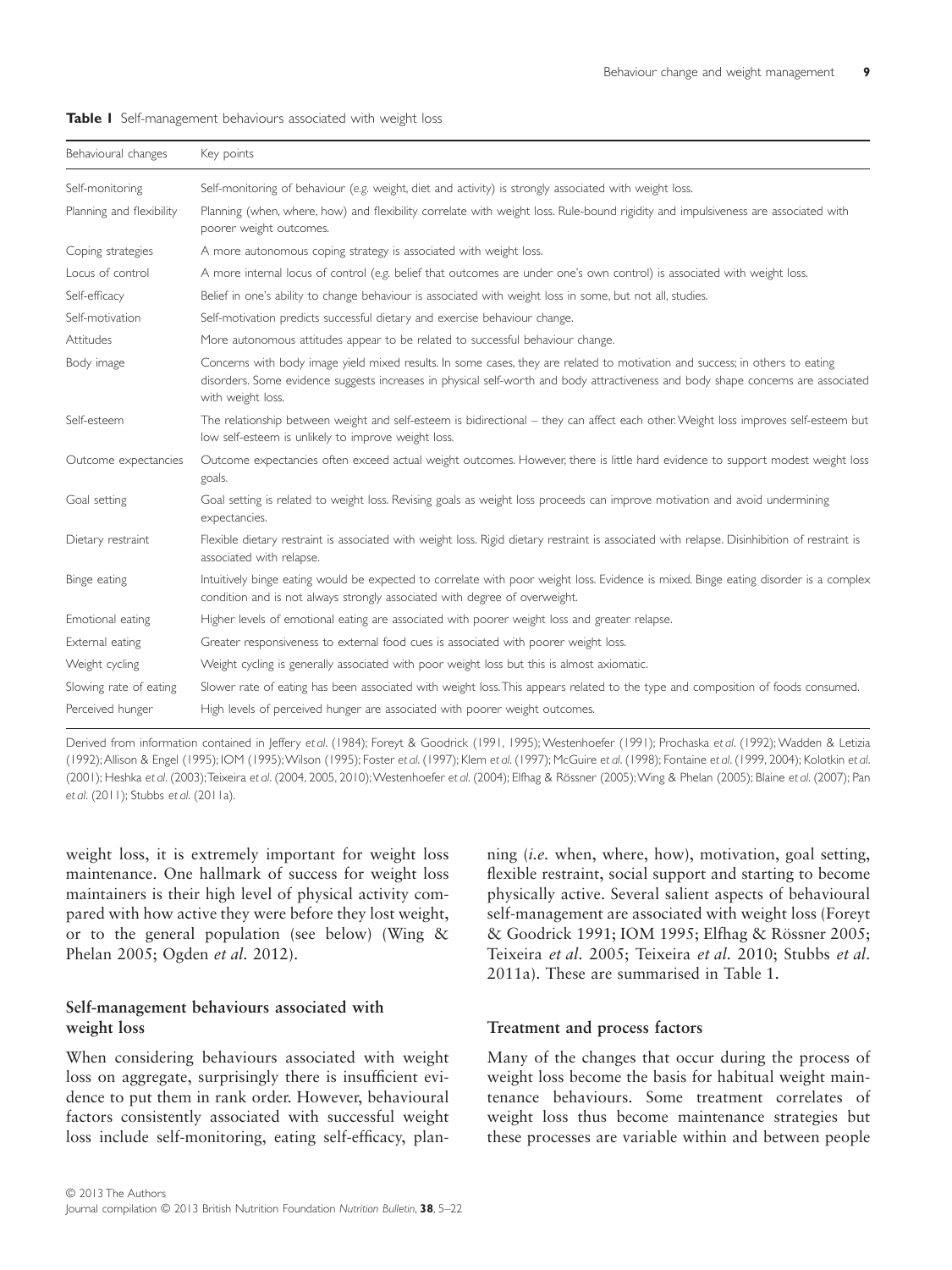**Table 1** Self-management behaviours associated with weight loss

| Behavioural changes | Key points |
|---|---|
| Self-monitoring | Self-monitoring of behaviour (*e.g.* weight, diet and activity) is strongly associated with weight loss. |
| Planning and flexibility | Planning (when, where, how) and flexibility correlate with weight loss. Rule-bound rigidity and impulsiveness are associated with poorer weight outcomes. |
| Coping strategies | A more autonomous coping strategy is associated with weight loss. |
| Locus of control | A more internal locus of control (*e.g.* belief that outcomes are under one's own control) is associated with weight loss. |
| Self-efficacy | Belief in one's ability to change behaviour is associated with weight loss in some, but not all, studies. |
| Self-motivation | Self-motivation predicts successful dietary and exercise behaviour change. |
| Attitudes | More autonomous attitudes appear to be related to successful behaviour change. |
| Body image | Concerns with body image yield mixed results. In some cases, they are related to motivation and success; in others to eating disorders. Some evidence suggests increases in physical self-worth and body attractiveness and body shape concerns are associated with weight loss. |
| Self-esteem | The relationship between weight and self-esteem is bidirectional – they can affect each other. Weight loss improves self-esteem but low self-esteem is unlikely to improve weight loss. |
| Outcome expectancies | Outcome expectancies often exceed actual weight outcomes. However, there is little hard evidence to support modest weight loss goals. |
| Goal setting | Goal setting is related to weight loss. Revising goals as weight loss proceeds can improve motivation and avoid undermining expectancies. |
| Dietary restraint | Flexible dietary restraint is associated with weight loss. Rigid dietary restraint is associated with relapse. Disinhibition of restraint is associated with relapse. |
| Binge eating | Intuitively binge eating would be expected to correlate with poor weight loss. Evidence is mixed. Binge eating disorder is a complex condition and is not always strongly associated with degree of overweight. |
| Emotional eating | Higher levels of emotional eating are associated with poorer weight loss and greater relapse. |
| External eating | Greater responsiveness to external food cues is associated with poorer weight loss. |
| Weight cycling | Weight cycling is generally associated with poor weight loss but this is almost axiomatic. |
| Slowing rate of eating | Slower rate of eating has been associated with weight loss. This appears related to the type and composition of foods consumed. |
| Perceived hunger | High levels of perceived hunger are associated with poorer weight outcomes. |

Derived from information contained in Jeffery *et al*. (1984); Foreyt & Goodrick (1991, 1995); Westenhoefer (1991); Prochaska *et al*. (1992); Wadden & Letizia (1992); Allison & Engel (1995); IOM (1995); Wilson (1995); Foster *et al*. (1997); Klem *et al*. (1997); McGuire *et al*. (1998); Fontaine *et al*. (1999, 2004); Kolotkin *et al*. (2001); Heshka *et al*. (2003); Teixeira *et al*. (2004, 2005, 2010); Westenhoefer *et al*. (2004); Elfhag & Rössner (2005); Wing & Phelan (2005); Blaine *et al*. (2007); Pan *et al*. (2011); Stubbs *et al*. (2011a).

weight loss, it is extremely important for weight loss maintenance. One hallmark of success for weight loss maintainers is their high level of physical activity compared with how active they were before they lost weight, or to the general population (see below) (Wing & Phelan 2005; Ogden *et al*. 2012).

### Self-management behaviours associated with weight loss

When considering behaviours associated with weight loss on aggregate, surprisingly there is insufficient evidence to put them in rank order. However, behavioural factors consistently associated with successful weight loss include self-monitoring, eating self-efficacy, planning (*i.e.* when, where, how), motivation, goal setting, flexible restraint, social support and starting to become physically active. Several salient aspects of behavioural self-management are associated with weight loss (Foreyt & Goodrick 1991; IOM 1995; Elfhag & Rössner 2005; Teixeira *et al*. 2005; Teixeira *et al*. 2010; Stubbs *et al*. 2011a). These are summarised in Table 1.

### Treatment and process factors

Many of the changes that occur during the process of weight loss become the basis for habitual weight maintenance behaviours. Some treatment correlates of weight loss thus become maintenance strategies but these processes are variable within and between people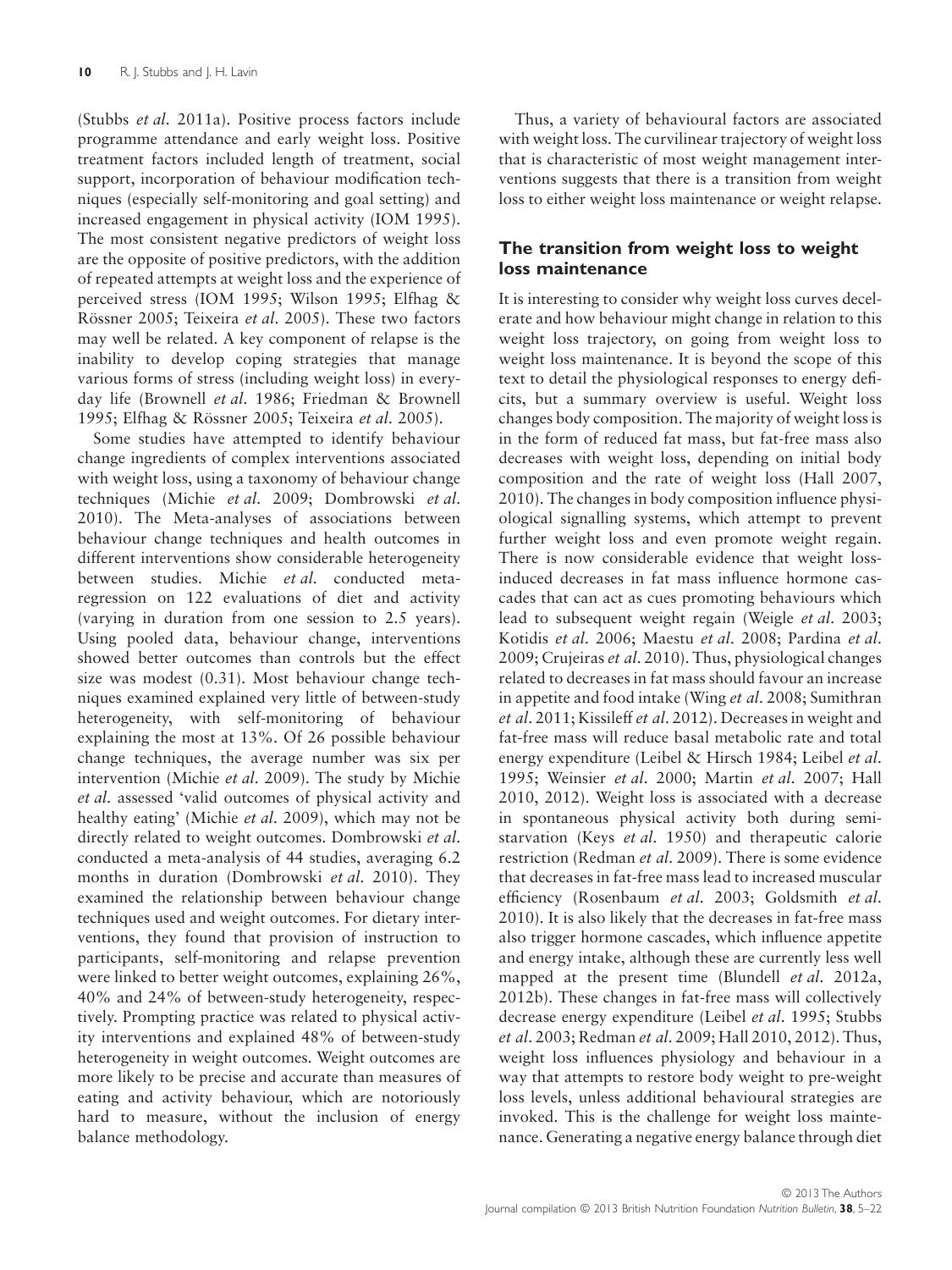(Stubbs *et al.* 2011a). Positive process factors include programme attendance and early weight loss. Positive treatment factors included length of treatment, social support, incorporation of behaviour modification techniques (especially self-monitoring and goal setting) and increased engagement in physical activity (IOM 1995). The most consistent negative predictors of weight loss are the opposite of positive predictors, with the addition of repeated attempts at weight loss and the experience of perceived stress (IOM 1995; Wilson 1995; Elfhag & Rössner 2005; Teixeira *et al.* 2005). These two factors may well be related. A key component of relapse is the inability to develop coping strategies that manage various forms of stress (including weight loss) in everyday life (Brownell *et al.* 1986; Friedman & Brownell 1995; Elfhag & Rössner 2005; Teixeira *et al.* 2005).

Some studies have attempted to identify behaviour change ingredients of complex interventions associated with weight loss, using a taxonomy of behaviour change techniques (Michie *et al.* 2009; Dombrowski *et al.* 2010). The Meta-analyses of associations between behaviour change techniques and health outcomes in different interventions show considerable heterogeneity between studies. Michie *et al.* conducted meta-regression on 122 evaluations of diet and activity (varying in duration from one session to 2.5 years). Using pooled data, behaviour change, interventions showed better outcomes than controls but the effect size was modest (0.31). Most behaviour change techniques examined explained very little of between-study heterogeneity, with self-monitoring of behaviour explaining the most at 13%. Of 26 possible behaviour change techniques, the average number was six per intervention (Michie *et al.* 2009). The study by Michie *et al.* assessed 'valid outcomes of physical activity and healthy eating' (Michie *et al.* 2009), which may not be directly related to weight outcomes. Dombrowski *et al.* conducted a meta-analysis of 44 studies, averaging 6.2 months in duration (Dombrowski *et al.* 2010). They examined the relationship between behaviour change techniques used and weight outcomes. For dietary interventions, they found that provision of instruction to participants, self-monitoring and relapse prevention were linked to better weight outcomes, explaining 26%, 40% and 24% of between-study heterogeneity, respectively. Prompting practice was related to physical activity interventions and explained 48% of between-study heterogeneity in weight outcomes. Weight outcomes are more likely to be precise and accurate than measures of eating and activity behaviour, which are notoriously hard to measure, without the inclusion of energy balance methodology.

Thus, a variety of behavioural factors are associated with weight loss. The curvilinear trajectory of weight loss that is characteristic of most weight management interventions suggests that there is a transition from weight loss to either weight loss maintenance or weight relapse.

## The transition from weight loss to weight loss maintenance

It is interesting to consider why weight loss curves decelerate and how behaviour might change in relation to this weight loss trajectory, on going from weight loss to weight loss maintenance. It is beyond the scope of this text to detail the physiological responses to energy deficits, but a summary overview is useful. Weight loss changes body composition. The majority of weight loss is in the form of reduced fat mass, but fat-free mass also decreases with weight loss, depending on initial body composition and the rate of weight loss (Hall 2007, 2010). The changes in body composition influence physiological signalling systems, which attempt to prevent further weight loss and even promote weight regain. There is now considerable evidence that weight loss-induced decreases in fat mass influence hormone cascades that can act as cues promoting behaviours which lead to subsequent weight regain (Weigle *et al.* 2003; Kotidis *et al.* 2006; Maestu *et al.* 2008; Pardina *et al.* 2009; Crujeiras *et al.* 2010). Thus, physiological changes related to decreases in fat mass should favour an increase in appetite and food intake (Wing *et al.* 2008; Sumithran *et al.* 2011; Kissileff *et al.* 2012). Decreases in weight and fat-free mass will reduce basal metabolic rate and total energy expenditure (Leibel & Hirsch 1984; Leibel *et al.* 1995; Weinsier *et al.* 2000; Martin *et al.* 2007; Hall 2010, 2012). Weight loss is associated with a decrease in spontaneous physical activity both during semi-starvation (Keys *et al.* 1950) and therapeutic calorie restriction (Redman *et al.* 2009). There is some evidence that decreases in fat-free mass lead to increased muscular efficiency (Rosenbaum *et al.* 2003; Goldsmith *et al.* 2010). It is also likely that the decreases in fat-free mass also trigger hormone cascades, which influence appetite and energy intake, although these are currently less well mapped at the present time (Blundell *et al.* 2012a, 2012b). These changes in fat-free mass will collectively decrease energy expenditure (Leibel *et al.* 1995; Stubbs *et al.* 2003; Redman *et al.* 2009; Hall 2010, 2012). Thus, weight loss influences physiology and behaviour in a way that attempts to restore body weight to pre-weight loss levels, unless additional behavioural strategies are invoked. This is the challenge for weight loss maintenance. Generating a negative energy balance through diet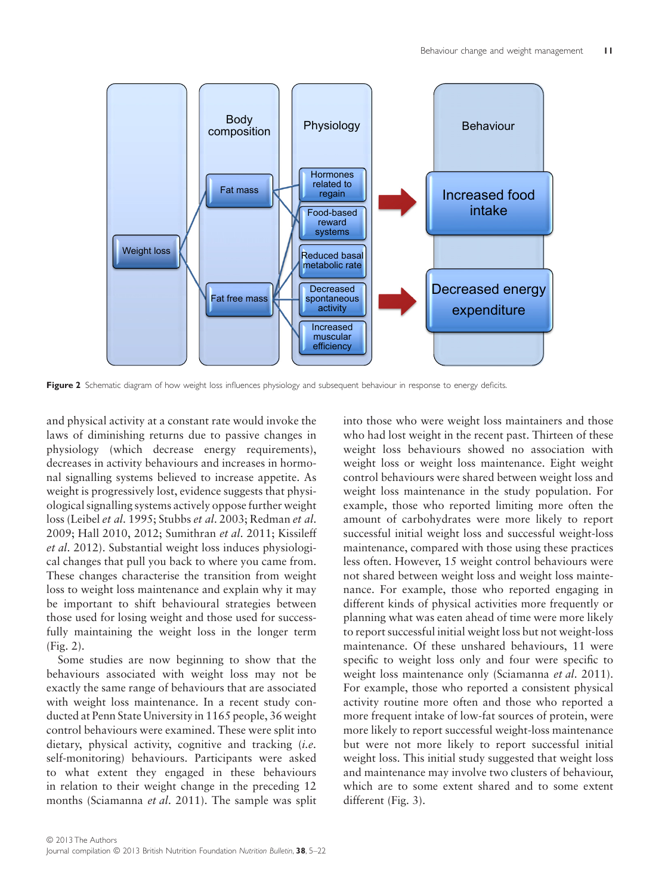**Figure 2** Schematic diagram of how weight loss influences physiology and subsequent behaviour in response to energy deficits.

and physical activity at a constant rate would invoke the laws of diminishing returns due to passive changes in physiology (which decrease energy requirements), decreases in activity behaviours and increases in hormonal signalling systems believed to increase appetite. As weight is progressively lost, evidence suggests that physiological signalling systems actively oppose further weight loss (Leibel *et al*. 1995; Stubbs *et al*. 2003; Redman *et al*. 2009; Hall 2010, 2012; Sumithran *et al*. 2011; Kissileff *et al*. 2012). Substantial weight loss induces physiological changes that pull you back to where you came from. These changes characterise the transition from weight loss to weight loss maintenance and explain why it may be important to shift behavioural strategies between those used for losing weight and those used for successfully maintaining the weight loss in the longer term (Fig. 2).

Some studies are now beginning to show that the behaviours associated with weight loss may not be exactly the same range of behaviours that are associated with weight loss maintenance. In a recent study conducted at Penn State University in 1165 people, 36 weight control behaviours were examined. These were split into dietary, physical activity, cognitive and tracking (*i.e.* self-monitoring) behaviours. Participants were asked to what extent they engaged in these behaviours in relation to their weight change in the preceding 12 months (Sciamanna *et al*. 2011). The sample was split into those who were weight loss maintainers and those who had lost weight in the recent past. Thirteen of these weight loss behaviours showed no association with weight loss or weight loss maintenance. Eight weight control behaviours were shared between weight loss and weight loss maintenance in the study population. For example, those who reported limiting more often the amount of carbohydrates were more likely to report successful initial weight loss and successful weight-loss maintenance, compared with those using these practices less often. However, 15 weight control behaviours were not shared between weight loss and weight loss maintenance. For example, those who reported engaging in different kinds of physical activities more frequently or planning what was eaten ahead of time were more likely to report successful initial weight loss but not weight-loss maintenance. Of these unshared behaviours, 11 were specific to weight loss only and four were specific to weight loss maintenance only (Sciamanna *et al*. 2011). For example, those who reported a consistent physical activity routine more often and those who reported a more frequent intake of low-fat sources of protein, were more likely to report successful weight-loss maintenance but were not more likely to report successful initial weight loss. This initial study suggested that weight loss and maintenance may involve two clusters of behaviour, which are to some extent shared and to some extent different (Fig. 3).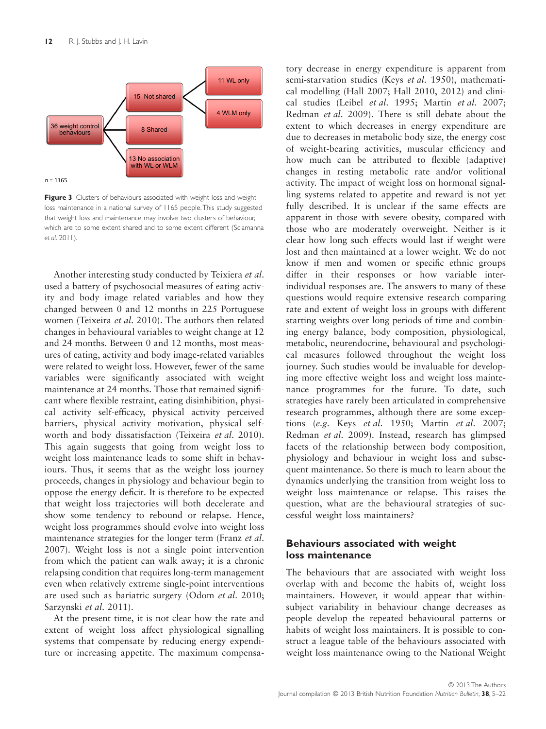36 weight control behaviours

15 Not shared

11 WL only

4 WLM only

8 Shared

13 No association with WL or WLM

n = 1165

**Figure 3** Clusters of behaviours associated with weight loss and weight loss maintenance in a national survey of 1165 people. This study suggested that weight loss and maintenance may involve two clusters of behaviour, which are to some extent shared and to some extent different (Sciamanna *et al.* 2011).

Another interesting study conducted by Teixiera *et al.* used a battery of psychosocial measures of eating activity and body image related variables and how they changed between 0 and 12 months in 225 Portuguese women (Teixeira *et al.* 2010). The authors then related changes in behavioural variables to weight change at 12 and 24 months. Between 0 and 12 months, most measures of eating, activity and body image-related variables were related to weight loss. However, fewer of the same variables were significantly associated with weight maintenance at 24 months. Those that remained significant where flexible restraint, eating disinhibition, physical activity self-efficacy, physical activity perceived barriers, physical activity motivation, physical self-worth and body dissatisfaction (Teixeira *et al.* 2010). This again suggests that going from weight loss to weight loss maintenance leads to some shift in behaviours. Thus, it seems that as the weight loss journey proceeds, changes in physiology and behaviour begin to oppose the energy deficit. It is therefore to be expected that weight loss trajectories will both decelerate and show some tendency to rebound or relapse. Hence, weight loss programmes should evolve into weight loss maintenance strategies for the longer term (Franz *et al.* 2007). Weight loss is not a single point intervention from which the patient can walk away; it is a chronic relapsing condition that requires long-term management even when relatively extreme single-point interventions are used such as bariatric surgery (Odom *et al.* 2010; Sarzynski *et al.* 2011).

At the present time, it is not clear how the rate and extent of weight loss affect physiological signalling systems that compensate by reducing energy expenditure or increasing appetite. The maximum compensatory decrease in energy expenditure is apparent from semi-starvation studies (Keys *et al.* 1950), mathematical modelling (Hall 2007; Hall 2010, 2012) and clinical studies (Leibel *et al.* 1995; Martin *et al.* 2007; Redman *et al.* 2009). There is still debate about the extent to which decreases in energy expenditure are due to decreases in metabolic body size, the energy cost of weight-bearing activities, muscular efficiency and how much can be attributed to flexible (adaptive) changes in resting metabolic rate and/or volitional activity. The impact of weight loss on hormonal signalling systems related to appetite and reward is not yet fully described. It is unclear if the same effects are apparent in those with severe obesity, compared with those who are moderately overweight. Neither is it clear how long such effects would last if weight were lost and then maintained at a lower weight. We do not know if men and women or specific ethnic groups differ in their responses or how variable interindividual responses are. The answers to many of these questions would require extensive research comparing rate and extent of weight loss in groups with different starting weights over long periods of time and combining energy balance, body composition, physiological, metabolic, neurendocrine, behavioural and psychological measures followed throughout the weight loss journey. Such studies would be invaluable for developing more effective weight loss and weight loss maintenance programmes for the future. To date, such strategies have rarely been articulated in comprehensive research programmes, although there are some exceptions (*e.g.* Keys *et al.* 1950; Martin *et al.* 2007; Redman *et al.* 2009). Instead, research has glimpsed facets of the relationship between body composition, physiology and behaviour in weight loss and subsequent maintenance. So there is much to learn about the dynamics underlying the transition from weight loss to weight loss maintenance or relapse. This raises the question, what are the behavioural strategies of successful weight loss maintainers?

## Behaviours associated with weight loss maintenance

The behaviours that are associated with weight loss overlap with and become the habits of, weight loss maintainers. However, it would appear that within-subject variability in behaviour change decreases as people develop the repeated behavioural patterns or habits of weight loss maintainers. It is possible to construct a league table of the behaviours associated with weight loss maintenance owing to the National Weight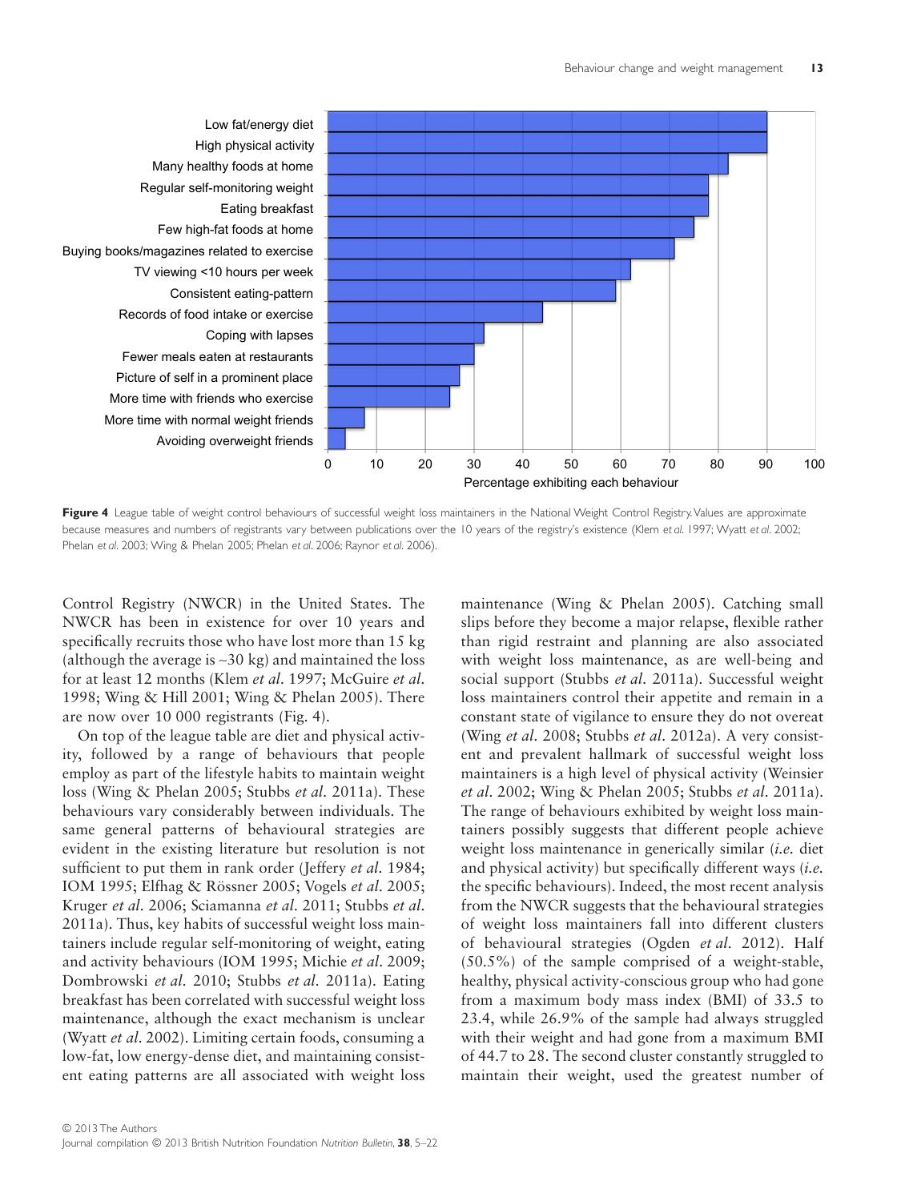**Figure 4** League table of weight control behaviours of successful weight loss maintainers in the National Weight Control Registry. Values are approximate because measures and numbers of registrants vary between publications over the 10 years of the registry's existence (Klem *et al.* 1997; Wyatt *et al.* 2002; Phelan *et al.* 2003; Wing & Phelan 2005; Phelan *et al.* 2006; Raynor *et al.* 2006).

Control Registry (NWCR) in the United States. The NWCR has been in existence for over 10 years and specifically recruits those who have lost more than 15 kg (although the average is ~30 kg) and maintained the loss for at least 12 months (Klem *et al.* 1997; McGuire *et al.* 1998; Wing & Hill 2001; Wing & Phelan 2005). There are now over 10 000 registrants (Fig. 4).

On top of the league table are diet and physical activity, followed by a range of behaviours that people employ as part of the lifestyle habits to maintain weight loss (Wing & Phelan 2005; Stubbs *et al.* 2011a). These behaviours vary considerably between individuals. The same general patterns of behavioural strategies are evident in the existing literature but resolution is not sufficient to put them in rank order (Jeffery *et al.* 1984; IOM 1995; Elfhag & Rössner 2005; Vogels *et al.* 2005; Kruger *et al.* 2006; Sciamanna *et al.* 2011; Stubbs *et al.* 2011a). Thus, key habits of successful weight loss maintainers include regular self-monitoring of weight, eating and activity behaviours (IOM 1995; Michie *et al.* 2009; Dombrowski *et al.* 2010; Stubbs *et al.* 2011a). Eating breakfast has been correlated with successful weight loss maintenance, although the exact mechanism is unclear (Wyatt *et al.* 2002). Limiting certain foods, consuming a low-fat, low energy-dense diet, and maintaining consistent eating patterns are all associated with weight loss maintenance (Wing & Phelan 2005). Catching small slips before they become a major relapse, flexible rather than rigid restraint and planning are also associated with weight loss maintenance, as are well-being and social support (Stubbs *et al.* 2011a). Successful weight loss maintainers control their appetite and remain in a constant state of vigilance to ensure they do not overeat (Wing *et al.* 2008; Stubbs *et al.* 2012a). A very consistent and prevalent hallmark of successful weight loss maintainers is a high level of physical activity (Weinsier *et al.* 2002; Wing & Phelan 2005; Stubbs *et al.* 2011a). The range of behaviours exhibited by weight loss maintainers possibly suggests that different people achieve weight loss maintenance in generically similar (*i.e.* diet and physical activity) but specifically different ways (*i.e.* the specific behaviours). Indeed, the most recent analysis from the NWCR suggests that the behavioural strategies of weight loss maintainers fall into different clusters of behavioural strategies (Ogden *et al.* 2012). Half (50.5%) of the sample comprised of a weight-stable, healthy, physical activity-conscious group who had gone from a maximum body mass index (BMI) of 33.5 to 23.4, while 26.9% of the sample had always struggled with their weight and had gone from a maximum BMI of 44.7 to 28. The second cluster constantly struggled to maintain their weight, used the greatest number of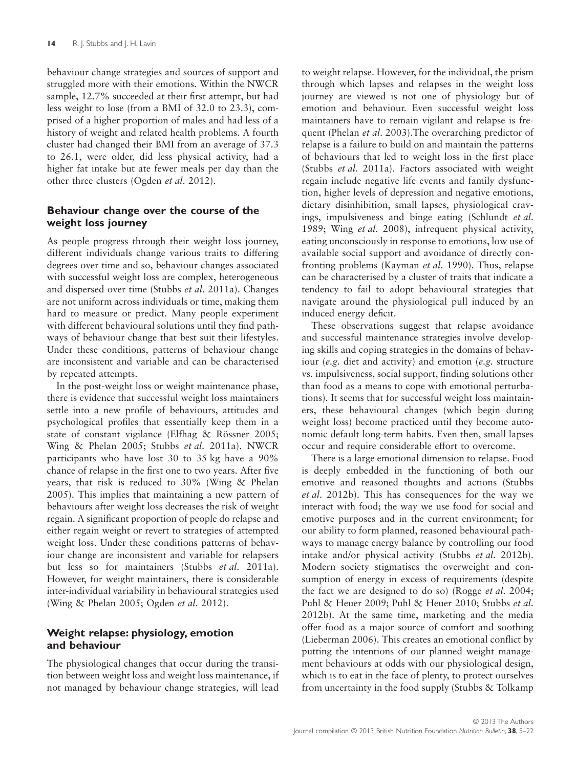behaviour change strategies and sources of support and struggled more with their emotions. Within the NWCR sample, 12.7% succeeded at their first attempt, but had less weight to lose (from a BMI of 32.0 to 23.3), comprised of a higher proportion of males and had less of a history of weight and related health problems. A fourth cluster had changed their BMI from an average of 37.3 to 26.1, were older, did less physical activity, had a higher fat intake but ate fewer meals per day than the other three clusters (Ogden *et al.* 2012).

## Behaviour change over the course of the weight loss journey

As people progress through their weight loss journey, different individuals change various traits to differing degrees over time and so, behaviour changes associated with successful weight loss are complex, heterogeneous and dispersed over time (Stubbs *et al.* 2011a). Changes are not uniform across individuals or time, making them hard to measure or predict. Many people experiment with different behavioural solutions until they find pathways of behaviour change that best suit their lifestyles. Under these conditions, patterns of behaviour change are inconsistent and variable and can be characterised by repeated attempts.

In the post-weight loss or weight maintenance phase, there is evidence that successful weight loss maintainers settle into a new profile of behaviours, attitudes and psychological profiles that essentially keep them in a state of constant vigilance (Elfhag & Rössner 2005; Wing & Phelan 2005; Stubbs *et al.* 2011a). NWCR participants who have lost 30 to 35 kg have a 90% chance of relapse in the first one to two years. After five years, that risk is reduced to 30% (Wing & Phelan 2005). This implies that maintaining a new pattern of behaviours after weight loss decreases the risk of weight regain. A significant proportion of people do relapse and either regain weight or revert to strategies of attempted weight loss. Under these conditions patterns of behaviour change are inconsistent and variable for relapsers but less so for maintainers (Stubbs *et al.* 2011a). However, for weight maintainers, there is considerable inter-individual variability in behavioural strategies used (Wing & Phelan 2005; Ogden *et al.* 2012).

## Weight relapse: physiology, emotion and behaviour

The physiological changes that occur during the transition between weight loss and weight loss maintenance, if not managed by behaviour change strategies, will lead to weight relapse. However, for the individual, the prism through which lapses and relapses in the weight loss journey are viewed is not one of physiology but of emotion and behaviour. Even successful weight loss maintainers have to remain vigilant and relapse is frequent (Phelan *et al.* 2003).The overarching predictor of relapse is a failure to build on and maintain the patterns of behaviours that led to weight loss in the first place (Stubbs *et al.* 2011a). Factors associated with weight regain include negative life events and family dysfunction, higher levels of depression and negative emotions, dietary disinhibition, small lapses, physiological cravings, impulsiveness and binge eating (Schlundt *et al.* 1989; Wing *et al.* 2008), infrequent physical activity, eating unconsciously in response to emotions, low use of available social support and avoidance of directly confronting problems (Kayman *et al.* 1990). Thus, relapse can be characterised by a cluster of traits that indicate a tendency to fail to adopt behavioural strategies that navigate around the physiological pull induced by an induced energy deficit.

These observations suggest that relapse avoidance and successful maintenance strategies involve developing skills and coping strategies in the domains of behaviour (*e.g.* diet and activity) and emotion (*e.g.* structure vs. impulsiveness, social support, finding solutions other than food as a means to cope with emotional perturbations). It seems that for successful weight loss maintainers, these behavioural changes (which begin during weight loss) become practiced until they become autonomic default long-term habits. Even then, small lapses occur and require considerable effort to overcome.

There is a large emotional dimension to relapse. Food is deeply embedded in the functioning of both our emotive and reasoned thoughts and actions (Stubbs *et al.* 2012b). This has consequences for the way we interact with food; the way we use food for social and emotive purposes and in the current environment; for our ability to form planned, reasoned behavioural pathways to manage energy balance by controlling our food intake and/or physical activity (Stubbs *et al.* 2012b). Modern society stigmatises the overweight and consumption of energy in excess of requirements (despite the fact we are designed to do so) (Rogge *et al.* 2004; Puhl & Heuer 2009; Puhl & Heuer 2010; Stubbs *et al.* 2012b). At the same time, marketing and the media offer food as a major source of comfort and soothing (Lieberman 2006). This creates an emotional conflict by putting the intentions of our planned weight management behaviours at odds with our physiological design, which is to eat in the face of plenty, to protect ourselves from uncertainty in the food supply (Stubbs & Tolkamp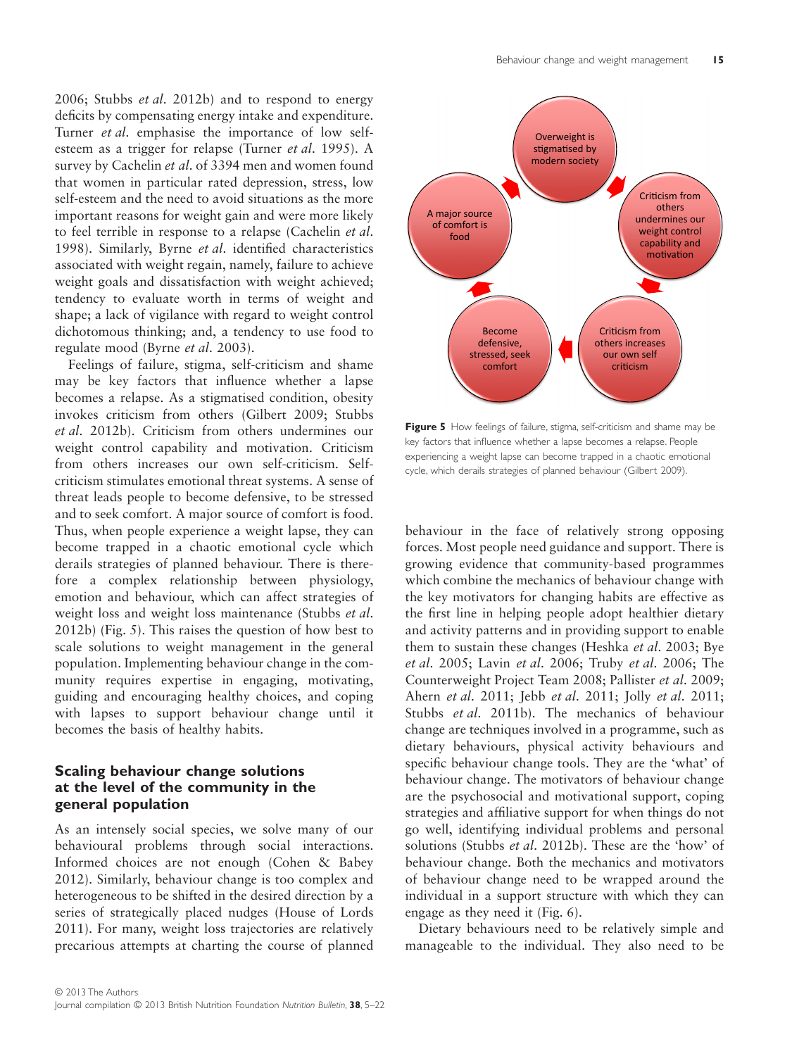2006; Stubbs *et al.* 2012b) and to respond to energy deficits by compensating energy intake and expenditure. Turner *et al.* emphasise the importance of low self-esteem as a trigger for relapse (Turner *et al.* 1995). A survey by Cachelin *et al.* of 3394 men and women found that women in particular rated depression, stress, low self-esteem and the need to avoid situations as the more important reasons for weight gain and were more likely to feel terrible in response to a relapse (Cachelin *et al.* 1998). Similarly, Byrne *et al.* identified characteristics associated with weight regain, namely, failure to achieve weight goals and dissatisfaction with weight achieved; tendency to evaluate worth in terms of weight and shape; a lack of vigilance with regard to weight control dichotomous thinking; and, a tendency to use food to regulate mood (Byrne *et al.* 2003).

Feelings of failure, stigma, self-criticism and shame may be key factors that influence whether a lapse becomes a relapse. As a stigmatised condition, obesity invokes criticism from others (Gilbert 2009; Stubbs *et al.* 2012b). Criticism from others undermines our weight control capability and motivation. Criticism from others increases our own self-criticism. Self-criticism stimulates emotional threat systems. A sense of threat leads people to become defensive, to be stressed and to seek comfort. A major source of comfort is food. Thus, when people experience a weight lapse, they can become trapped in a chaotic emotional cycle which derails strategies of planned behaviour. There is therefore a complex relationship between physiology, emotion and behaviour, which can affect strategies of weight loss and weight loss maintenance (Stubbs *et al.* 2012b) (Fig. 5). This raises the question of how best to scale solutions to weight management in the general population. Implementing behaviour change in the community requires expertise in engaging, motivating, guiding and encouraging healthy choices, and coping with lapses to support behaviour change until it becomes the basis of healthy habits.

Overweight is stigmatised by modern society → Criticism from others undermines our weight control capability and motivation → Criticism from others increases our own self criticism → Become defensive, stressed, seek comfort → A major source of comfort is food

**Figure 5** How feelings of failure, stigma, self-criticism and shame may be key factors that influence whether a lapse becomes a relapse. People experiencing a weight lapse can become trapped in a chaotic emotional cycle, which derails strategies of planned behaviour (Gilbert 2009).

## Scaling behaviour change solutions at the level of the community in the general population

As an intensely social species, we solve many of our behavioural problems through social interactions. Informed choices are not enough (Cohen & Babey 2012). Similarly, behaviour change is too complex and heterogeneous to be shifted in the desired direction by a series of strategically placed nudges (House of Lords 2011). For many, weight loss trajectories are relatively precarious attempts at charting the course of planned behaviour in the face of relatively strong opposing forces. Most people need guidance and support. There is growing evidence that community-based programmes which combine the mechanics of behaviour change with the key motivators for changing habits are effective as the first line in helping people adopt healthier dietary and activity patterns and in providing support to enable them to sustain these changes (Heshka *et al.* 2003; Bye *et al.* 2005; Lavin *et al.* 2006; Truby *et al.* 2006; The Counterweight Project Team 2008; Pallister *et al.* 2009; Ahern *et al.* 2011; Jebb *et al.* 2011; Jolly *et al.* 2011; Stubbs *et al.* 2011b). The mechanics of behaviour change are techniques involved in a programme, such as dietary behaviours, physical activity behaviours and specific behaviour change tools. They are the 'what' of behaviour change. The motivators of behaviour change are the psychosocial and motivational support, coping strategies and affiliative support for when things do not go well, identifying individual problems and personal solutions (Stubbs *et al.* 2012b). These are the 'how' of behaviour change. Both the mechanics and motivators of behaviour change need to be wrapped around the individual in a support structure with which they can engage as they need it (Fig. 6).

Dietary behaviours need to be relatively simple and manageable to the individual. They also need to be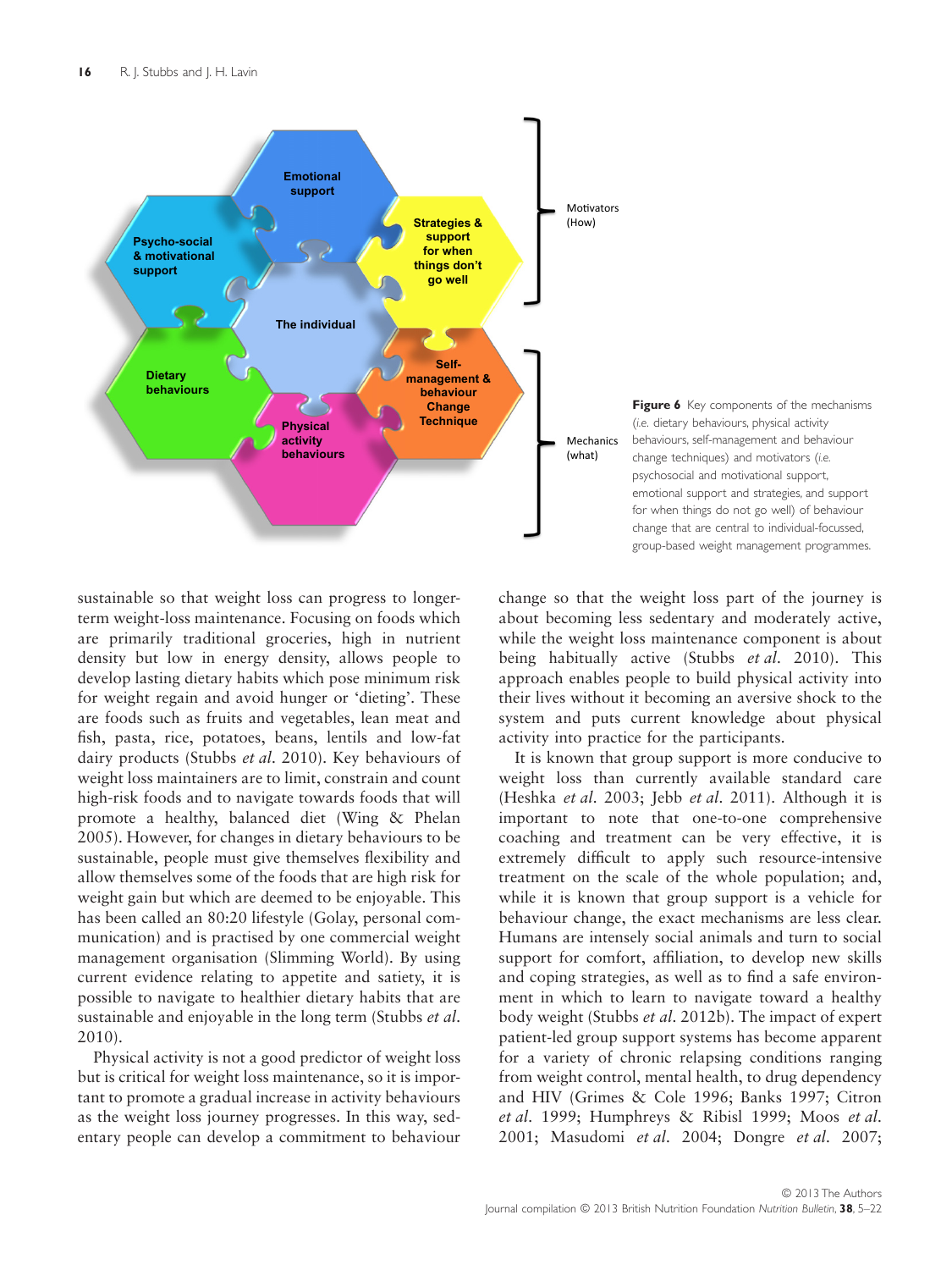Emotional support

Psycho-social & motivational support

Strategies & support for when things don't go well

The individual

Dietary behaviours

Self-management & behaviour Change Technique

Physical activity behaviours

Motivators (How)

Mechanics (what)

**Figure 6** Key components of the mechanisms (i.e. dietary behaviours, physical activity behaviours, self-management and behaviour change techniques) and motivators (i.e. psychosocial and motivational support, emotional support and strategies, and support for when things do not go well) of behaviour change that are central to individual-focussed, group-based weight management programmes.

sustainable so that weight loss can progress to longer-term weight-loss maintenance. Focusing on foods which are primarily traditional groceries, high in nutrient density but low in energy density, allows people to develop lasting dietary habits which pose minimum risk for weight regain and avoid hunger or 'dieting'. These are foods such as fruits and vegetables, lean meat and fish, pasta, rice, potatoes, beans, lentils and low-fat dairy products (Stubbs *et al.* 2010). Key behaviours of weight loss maintainers are to limit, constrain and count high-risk foods and to navigate towards foods that will promote a healthy, balanced diet (Wing & Phelan 2005). However, for changes in dietary behaviours to be sustainable, people must give themselves flexibility and allow themselves some of the foods that are high risk for weight gain but which are deemed to be enjoyable. This has been called an 80:20 lifestyle (Golay, personal communication) and is practised by one commercial weight management organisation (Slimming World). By using current evidence relating to appetite and satiety, it is possible to navigate to healthier dietary habits that are sustainable and enjoyable in the long term (Stubbs *et al.* 2010).

Physical activity is not a good predictor of weight loss but is critical for weight loss maintenance, so it is important to promote a gradual increase in activity behaviours as the weight loss journey progresses. In this way, sedentary people can develop a commitment to behaviour change so that the weight loss part of the journey is about becoming less sedentary and moderately active, while the weight loss maintenance component is about being habitually active (Stubbs *et al.* 2010). This approach enables people to build physical activity into their lives without it becoming an aversive shock to the system and puts current knowledge about physical activity into practice for the participants.

It is known that group support is more conducive to weight loss than currently available standard care (Heshka *et al.* 2003; Jebb *et al.* 2011). Although it is important to note that one-to-one comprehensive coaching and treatment can be very effective, it is extremely difficult to apply such resource-intensive treatment on the scale of the whole population; and, while it is known that group support is a vehicle for behaviour change, the exact mechanisms are less clear. Humans are intensely social animals and turn to social support for comfort, affiliation, to develop new skills and coping strategies, as well as to find a safe environment in which to learn to navigate toward a healthy body weight (Stubbs *et al.* 2012b). The impact of expert patient-led group support systems has become apparent for a variety of chronic relapsing conditions ranging from weight control, mental health, to drug dependency and HIV (Grimes & Cole 1996; Banks 1997; Citron *et al.* 1999; Humphreys & Ribisl 1999; Moos *et al.* 2001; Masudomi *et al.* 2004; Dongre *et al.* 2007;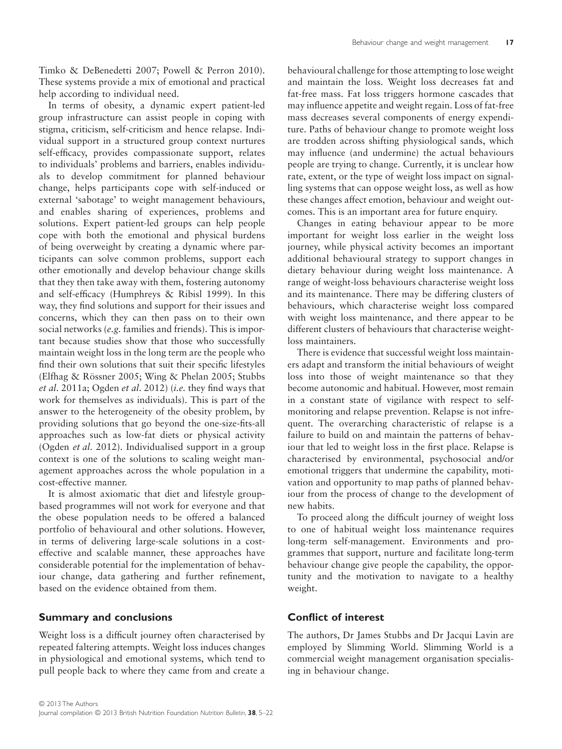Timko & DeBenedetti 2007; Powell & Perron 2010). These systems provide a mix of emotional and practical help according to individual need.

In terms of obesity, a dynamic expert patient-led group infrastructure can assist people in coping with stigma, criticism, self-criticism and hence relapse. Individual support in a structured group context nurtures self-efficacy, provides compassionate support, relates to individuals' problems and barriers, enables individuals to develop commitment for planned behaviour change, helps participants cope with self-induced or external 'sabotage' to weight management behaviours, and enables sharing of experiences, problems and solutions. Expert patient-led groups can help people cope with both the emotional and physical burdens of being overweight by creating a dynamic where participants can solve common problems, support each other emotionally and develop behaviour change skills that they then take away with them, fostering autonomy and self-efficacy (Humphreys & Ribisl 1999). In this way, they find solutions and support for their issues and concerns, which they can then pass on to their own social networks (*e.g.* families and friends). This is important because studies show that those who successfully maintain weight loss in the long term are the people who find their own solutions that suit their specific lifestyles (Elfhag & Rössner 2005; Wing & Phelan 2005; Stubbs *et al.* 2011a; Ogden *et al.* 2012) (*i.e.* they find ways that work for themselves as individuals). This is part of the answer to the heterogeneity of the obesity problem, by providing solutions that go beyond the one-size-fits-all approaches such as low-fat diets or physical activity (Ogden *et al.* 2012). Individualised support in a group context is one of the solutions to scaling weight management approaches across the whole population in a cost-effective manner.

It is almost axiomatic that diet and lifestyle group-based programmes will not work for everyone and that the obese population needs to be offered a balanced portfolio of behavioural and other solutions. However, in terms of delivering large-scale solutions in a cost-effective and scalable manner, these approaches have considerable potential for the implementation of behaviour change, data gathering and further refinement, based on the evidence obtained from them.

## Summary and conclusions

Weight loss is a difficult journey often characterised by repeated faltering attempts. Weight loss induces changes in physiological and emotional systems, which tend to pull people back to where they came from and create a behavioural challenge for those attempting to lose weight and maintain the loss. Weight loss decreases fat and fat-free mass. Fat loss triggers hormone cascades that may influence appetite and weight regain. Loss of fat-free mass decreases several components of energy expenditure. Paths of behaviour change to promote weight loss are trodden across shifting physiological sands, which may influence (and undermine) the actual behaviours people are trying to change. Currently, it is unclear how rate, extent, or the type of weight loss impact on signalling systems that can oppose weight loss, as well as how these changes affect emotion, behaviour and weight outcomes. This is an important area for future enquiry.

Changes in eating behaviour appear to be more important for weight loss earlier in the weight loss journey, while physical activity becomes an important additional behavioural strategy to support changes in dietary behaviour during weight loss maintenance. A range of weight-loss behaviours characterise weight loss and its maintenance. There may be differing clusters of behaviours, which characterise weight loss compared with weight loss maintenance, and there appear to be different clusters of behaviours that characterise weight-loss maintainers.

There is evidence that successful weight loss maintainers adapt and transform the initial behaviours of weight loss into those of weight maintenance so that they become autonomic and habitual. However, most remain in a constant state of vigilance with respect to self-monitoring and relapse prevention. Relapse is not infrequent. The overarching characteristic of relapse is a failure to build on and maintain the patterns of behaviour that led to weight loss in the first place. Relapse is characterised by environmental, psychosocial and/or emotional triggers that undermine the capability, motivation and opportunity to map paths of planned behaviour from the process of change to the development of new habits.

To proceed along the difficult journey of weight loss to one of habitual weight loss maintenance requires long-term self-management. Environments and programmes that support, nurture and facilitate long-term behaviour change give people the capability, the opportunity and the motivation to navigate to a healthy weight.

## Conflict of interest

The authors, Dr James Stubbs and Dr Jacqui Lavin are employed by Slimming World. Slimming World is a commercial weight management organisation specialising in behaviour change.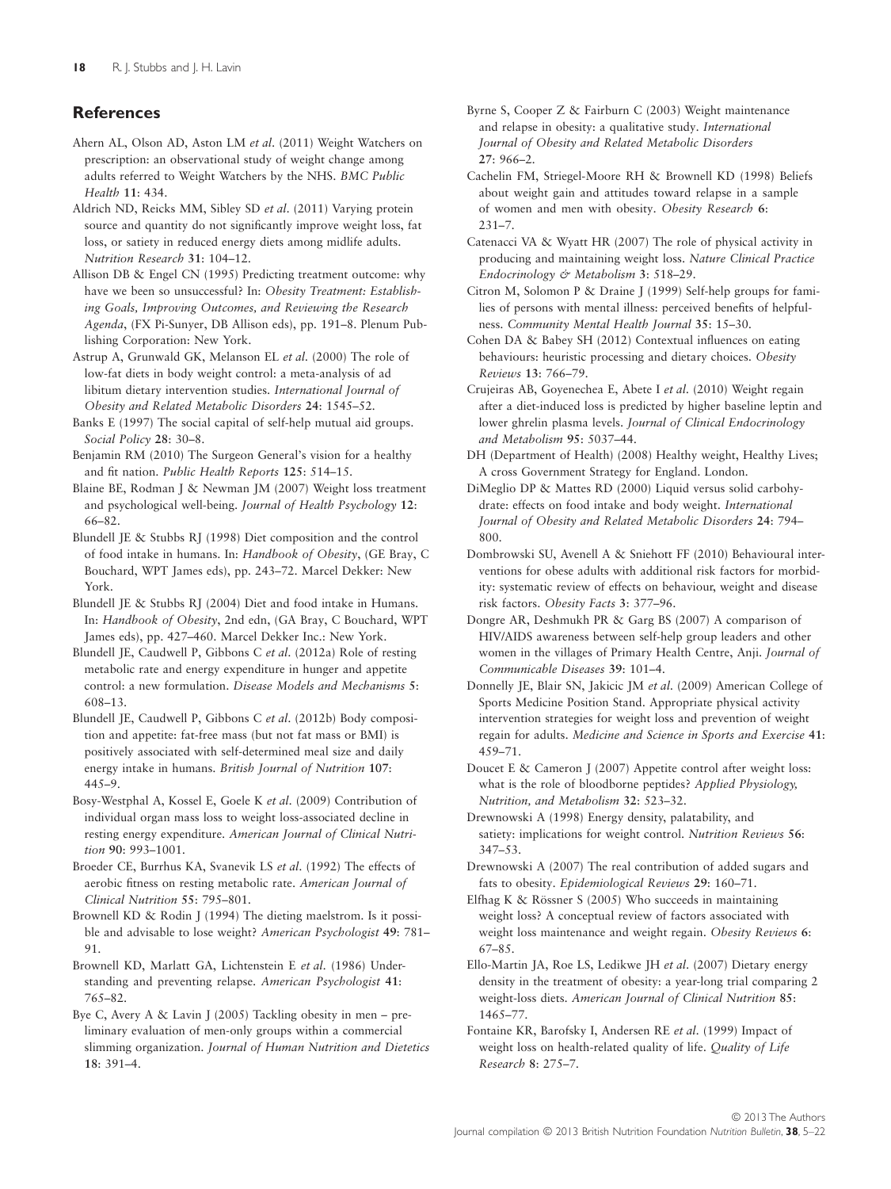## References

Ahern AL, Olson AD, Aston LM *et al.* (2011) Weight Watchers on prescription: an observational study of weight change among adults referred to Weight Watchers by the NHS. *BMC Public Health* **11**: 434.

Aldrich ND, Reicks MM, Sibley SD *et al.* (2011) Varying protein source and quantity do not significantly improve weight loss, fat loss, or satiety in reduced energy diets among midlife adults. *Nutrition Research* **31**: 104–12.

Allison DB & Engel CN (1995) Predicting treatment outcome: why have we been so unsuccessful? In: *Obesity Treatment: Establishing Goals, Improving Outcomes, and Reviewing the Research Agenda*, (FX Pi-Sunyer, DB Allison eds), pp. 191–8. Plenum Publishing Corporation: New York.

Astrup A, Grunwald GK, Melanson EL *et al.* (2000) The role of low-fat diets in body weight control: a meta-analysis of ad libitum dietary intervention studies. *International Journal of Obesity and Related Metabolic Disorders* **24**: 1545–52.

Banks E (1997) The social capital of self-help mutual aid groups. *Social Policy* **28**: 30–8.

Benjamin RM (2010) The Surgeon General's vision for a healthy and fit nation. *Public Health Reports* **125**: 514–15.

Blaine BE, Rodman J & Newman JM (2007) Weight loss treatment and psychological well-being. *Journal of Health Psychology* **12**: 66–82.

Blundell JE & Stubbs RJ (1998) Diet composition and the control of food intake in humans. In: *Handbook of Obesity*, (GE Bray, C Bouchard, WPT James eds), pp. 243–72. Marcel Dekker: New York.

Blundell JE & Stubbs RJ (2004) Diet and food intake in Humans. In: *Handbook of Obesity*, 2nd edn, (GA Bray, C Bouchard, WPT James eds), pp. 427–460. Marcel Dekker Inc.: New York.

Blundell JE, Caudwell P, Gibbons C *et al.* (2012a) Role of resting metabolic rate and energy expenditure in hunger and appetite control: a new formulation. *Disease Models and Mechanisms* **5**: 608–13.

Blundell JE, Caudwell P, Gibbons C *et al.* (2012b) Body composition and appetite: fat-free mass (but not fat mass or BMI) is positively associated with self-determined meal size and daily energy intake in humans. *British Journal of Nutrition* **107**: 445–9.

Bosy-Westphal A, Kossel E, Goele K *et al.* (2009) Contribution of individual organ mass loss to weight loss-associated decline in resting energy expenditure. *American Journal of Clinical Nutrition* **90**: 993–1001.

Broeder CE, Burrhus KA, Svanevik LS *et al.* (1992) The effects of aerobic fitness on resting metabolic rate. *American Journal of Clinical Nutrition* **55**: 795–801.

Brownell KD & Rodin J (1994) The dieting maelstrom. Is it possible and advisable to lose weight? *American Psychologist* **49**: 781–91.

Brownell KD, Marlatt GA, Lichtenstein E *et al.* (1986) Understanding and preventing relapse. *American Psychologist* **41**: 765–82.

Bye C, Avery A & Lavin J (2005) Tackling obesity in men – preliminary evaluation of men-only groups within a commercial slimming organization. *Journal of Human Nutrition and Dietetics* **18**: 391–4.

Byrne S, Cooper Z & Fairburn C (2003) Weight maintenance and relapse in obesity: a qualitative study. *International Journal of Obesity and Related Metabolic Disorders* **27**: 966–2.

Cachelin FM, Striegel-Moore RH & Brownell KD (1998) Beliefs about weight gain and attitudes toward relapse in a sample of women and men with obesity. *Obesity Research* **6**: 231–7.

Catenacci VA & Wyatt HR (2007) The role of physical activity in producing and maintaining weight loss. *Nature Clinical Practice Endocrinology & Metabolism* **3**: 518–29.

Citron M, Solomon P & Draine J (1999) Self-help groups for families of persons with mental illness: perceived benefits of helpfulness. *Community Mental Health Journal* **35**: 15–30.

Cohen DA & Babey SH (2012) Contextual influences on eating behaviours: heuristic processing and dietary choices. *Obesity Reviews* **13**: 766–79.

Crujeiras AB, Goyenechea E, Abete I *et al.* (2010) Weight regain after a diet-induced loss is predicted by higher baseline leptin and lower ghrelin plasma levels. *Journal of Clinical Endocrinology and Metabolism* **95**: 5037–44.

DH (Department of Health) (2008) Healthy weight, Healthy Lives; A cross Government Strategy for England. London.

DiMeglio DP & Mattes RD (2000) Liquid versus solid carbohydrate: effects on food intake and body weight. *International Journal of Obesity and Related Metabolic Disorders* **24**: 794–800.

Dombrowski SU, Avenell A & Sniehott FF (2010) Behavioural interventions for obese adults with additional risk factors for morbidity: systematic review of effects on behaviour, weight and disease risk factors. *Obesity Facts* **3**: 377–96.

Dongre AR, Deshmukh PR & Garg BS (2007) A comparison of HIV/AIDS awareness between self-help group leaders and other women in the villages of Primary Health Centre, Anji. *Journal of Communicable Diseases* **39**: 101–4.

Donnelly JE, Blair SN, Jakicic JM *et al.* (2009) American College of Sports Medicine Position Stand. Appropriate physical activity intervention strategies for weight loss and prevention of weight regain for adults. *Medicine and Science in Sports and Exercise* **41**: 459–71.

Doucet E & Cameron J (2007) Appetite control after weight loss: what is the role of bloodborne peptides? *Applied Physiology, Nutrition, and Metabolism* **32**: 523–32.

Drewnowski A (1998) Energy density, palatability, and satiety: implications for weight control. *Nutrition Reviews* **56**: 347–53.

Drewnowski A (2007) The real contribution of added sugars and fats to obesity. *Epidemiological Reviews* **29**: 160–71.

Elfhag K & Rössner S (2005) Who succeeds in maintaining weight loss? A conceptual review of factors associated with weight loss maintenance and weight regain. *Obesity Reviews* **6**: 67–85.

Ello-Martin JA, Roe LS, Ledikwe JH *et al.* (2007) Dietary energy density in the treatment of obesity: a year-long trial comparing 2 weight-loss diets. *American Journal of Clinical Nutrition* **85**: 1465–77.

Fontaine KR, Barofsky I, Andersen RE *et al.* (1999) Impact of weight loss on health-related quality of life. *Quality of Life Research* **8**: 275–7.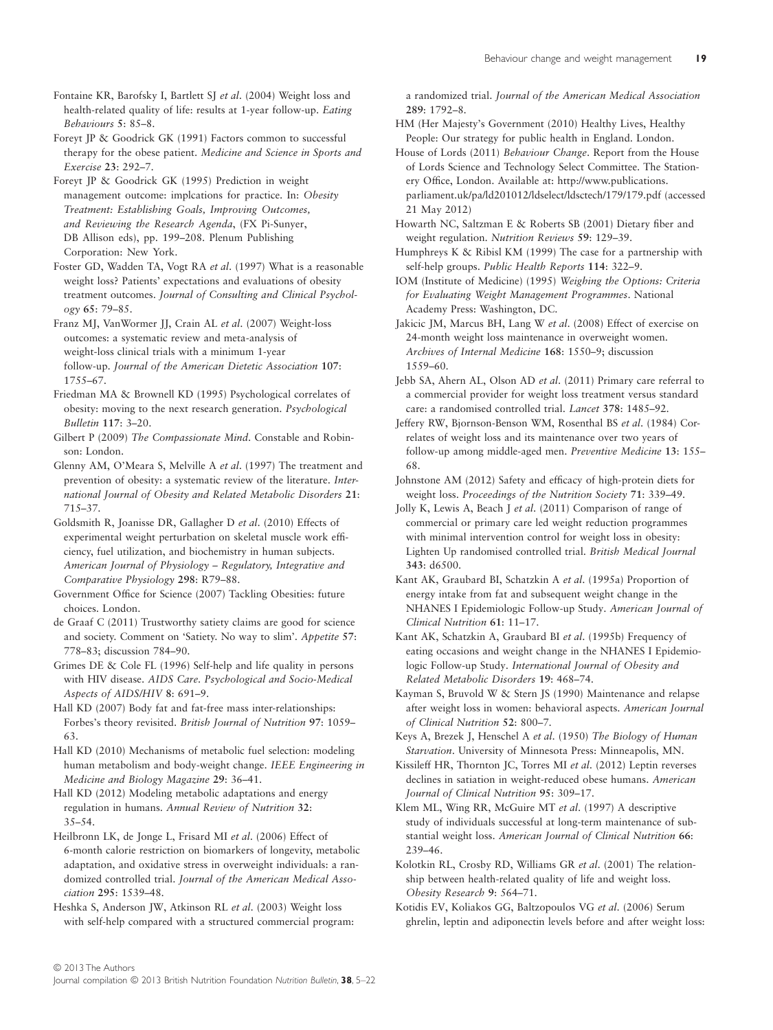Fontaine KR, Barofsky I, Bartlett SJ *et al.* (2004) Weight loss and health-related quality of life: results at 1-year follow-up. *Eating Behaviours* **5**: 85–8.

Foreyt JP & Goodrick GK (1991) Factors common to successful therapy for the obese patient. *Medicine and Science in Sports and Exercise* **23**: 292–7.

Foreyt JP & Goodrick GK (1995) Prediction in weight management outcome: implcations for practice. In: *Obesity Treatment: Establishing Goals, Improving Outcomes, and Reviewing the Research Agenda*, (FX Pi-Sunyer, DB Allison eds), pp. 199–208. Plenum Publishing Corporation: New York.

Foster GD, Wadden TA, Vogt RA *et al.* (1997) What is a reasonable weight loss? Patients' expectations and evaluations of obesity treatment outcomes. *Journal of Consulting and Clinical Psychology* **65**: 79–85.

Franz MJ, VanWormer JJ, Crain AL *et al.* (2007) Weight-loss outcomes: a systematic review and meta-analysis of weight-loss clinical trials with a minimum 1-year follow-up. *Journal of the American Dietetic Association* **107**: 1755–67.

Friedman MA & Brownell KD (1995) Psychological correlates of obesity: moving to the next research generation. *Psychological Bulletin* **117**: 3–20.

Gilbert P (2009) *The Compassionate Mind*. Constable and Robinson: London.

Glenny AM, O'Meara S, Melville A *et al.* (1997) The treatment and prevention of obesity: a systematic review of the literature. *International Journal of Obesity and Related Metabolic Disorders* **21**: 715–37.

Goldsmith R, Joanisse DR, Gallagher D *et al.* (2010) Effects of experimental weight perturbation on skeletal muscle work efficiency, fuel utilization, and biochemistry in human subjects. *American Journal of Physiology – Regulatory, Integrative and Comparative Physiology* **298**: R79–88.

Government Office for Science (2007) Tackling Obesities: future choices. London.

de Graaf C (2011) Trustworthy satiety claims are good for science and society. Comment on 'Satiety. No way to slim'. *Appetite* **57**: 778–83; discussion 784–90.

Grimes DE & Cole FL (1996) Self-help and life quality in persons with HIV disease. *AIDS Care. Psychological and Socio-Medical Aspects of AIDS/HIV* **8**: 691–9.

Hall KD (2007) Body fat and fat-free mass inter-relationships: Forbes's theory revisited. *British Journal of Nutrition* **97**: 1059–63.

Hall KD (2010) Mechanisms of metabolic fuel selection: modeling human metabolism and body-weight change. *IEEE Engineering in Medicine and Biology Magazine* **29**: 36–41.

Hall KD (2012) Modeling metabolic adaptations and energy regulation in humans. *Annual Review of Nutrition* **32**: 35–54.

Heilbronn LK, de Jonge L, Frisard MI *et al.* (2006) Effect of 6-month calorie restriction on biomarkers of longevity, metabolic adaptation, and oxidative stress in overweight individuals: a randomized controlled trial. *Journal of the American Medical Association* **295**: 1539–48.

Heshka S, Anderson JW, Atkinson RL *et al.* (2003) Weight loss with self-help compared with a structured commercial program: a randomized trial. *Journal of the American Medical Association* **289**: 1792–8.

HM (Her Majesty's Government (2010) Healthy Lives, Healthy People: Our strategy for public health in England. London.

House of Lords (2011) *Behaviour Change*. Report from the House of Lords Science and Technology Select Committee. The Stationery Office, London. Available at: http://www.publications.parliament.uk/pa/ld201012/ldselect/ldsctech/179/179.pdf (accessed 21 May 2012)

Howarth NC, Saltzman E & Roberts SB (2001) Dietary fiber and weight regulation. *Nutrition Reviews* **59**: 129–39.

Humphreys K & Ribisl KM (1999) The case for a partnership with self-help groups. *Public Health Reports* **114**: 322–9.

IOM (Institute of Medicine) (1995) *Weighing the Options: Criteria for Evaluating Weight Management Programmes*. National Academy Press: Washington, DC.

Jakicic JM, Marcus BH, Lang W *et al.* (2008) Effect of exercise on 24-month weight loss maintenance in overweight women. *Archives of Internal Medicine* **168**: 1550–9; discussion 1559–60.

Jebb SA, Ahern AL, Olson AD *et al.* (2011) Primary care referral to a commercial provider for weight loss treatment versus standard care: a randomised controlled trial. *Lancet* **378**: 1485–92.

Jeffery RW, Bjornson-Benson WM, Rosenthal BS *et al.* (1984) Correlates of weight loss and its maintenance over two years of follow-up among middle-aged men. *Preventive Medicine* **13**: 155–68.

Johnstone AM (2012) Safety and efficacy of high-protein diets for weight loss. *Proceedings of the Nutrition Society* **71**: 339–49.

Jolly K, Lewis A, Beach J *et al.* (2011) Comparison of range of commercial or primary care led weight reduction programmes with minimal intervention control for weight loss in obesity: Lighten Up randomised controlled trial. *British Medical Journal* **343**: d6500.

Kant AK, Graubard BI, Schatzkin A *et al.* (1995a) Proportion of energy intake from fat and subsequent weight change in the NHANES I Epidemiologic Follow-up Study. *American Journal of Clinical Nutrition* **61**: 11–17.

Kant AK, Schatzkin A, Graubard BI *et al.* (1995b) Frequency of eating occasions and weight change in the NHANES I Epidemiologic Follow-up Study. *International Journal of Obesity and Related Metabolic Disorders* **19**: 468–74.

Kayman S, Bruvold W & Stern JS (1990) Maintenance and relapse after weight loss in women: behavioral aspects. *American Journal of Clinical Nutrition* **52**: 800–7.

Keys A, Brezek J, Henschel A *et al.* (1950) *The Biology of Human Starvation*. University of Minnesota Press: Minneapolis, MN.

Kissileff HR, Thornton JC, Torres MI *et al.* (2012) Leptin reverses declines in satiation in weight-reduced obese humans. *American Journal of Clinical Nutrition* **95**: 309–17.

Klem ML, Wing RR, McGuire MT *et al.* (1997) A descriptive study of individuals successful at long-term maintenance of substantial weight loss. *American Journal of Clinical Nutrition* **66**: 239–46.

Kolotkin RL, Crosby RD, Williams GR *et al.* (2001) The relationship between health-related quality of life and weight loss. *Obesity Research* **9**: 564–71.

Kotidis EV, Koliakos GG, Baltzopoulos VG *et al.* (2006) Serum ghrelin, leptin and adiponectin levels before and after weight loss: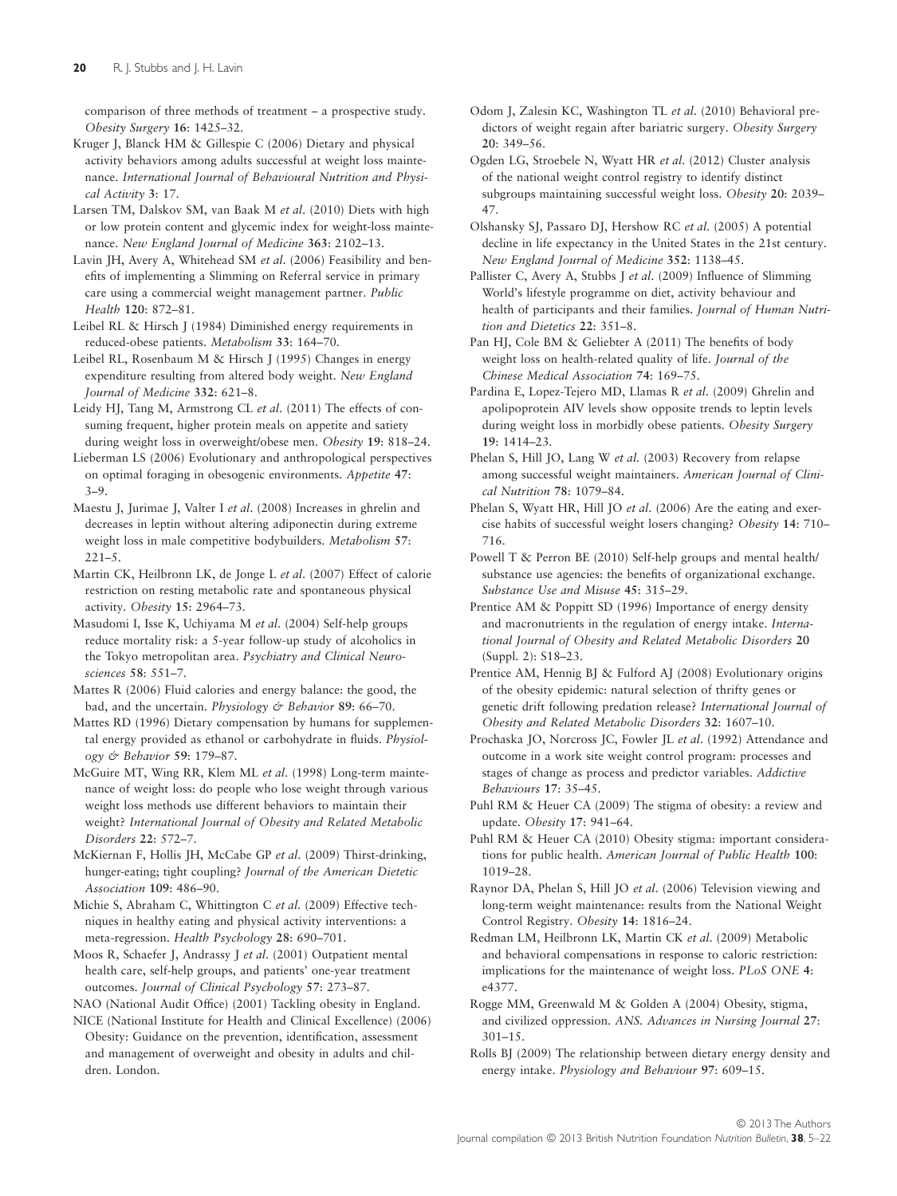comparison of three methods of treatment – a prospective study. *Obesity Surgery* **16**: 1425–32.

Kruger J, Blanck HM & Gillespie C (2006) Dietary and physical activity behaviors among adults successful at weight loss maintenance. *International Journal of Behavioural Nutrition and Physical Activity* **3**: 17.

Larsen TM, Dalskov SM, van Baak M *et al.* (2010) Diets with high or low protein content and glycemic index for weight-loss maintenance. *New England Journal of Medicine* **363**: 2102–13.

Lavin JH, Avery A, Whitehead SM *et al.* (2006) Feasibility and benefits of implementing a Slimming on Referral service in primary care using a commercial weight management partner. *Public Health* **120**: 872–81.

Leibel RL & Hirsch J (1984) Diminished energy requirements in reduced-obese patients. *Metabolism* **33**: 164–70.

Leibel RL, Rosenbaum M & Hirsch J (1995) Changes in energy expenditure resulting from altered body weight. *New England Journal of Medicine* **332**: 621–8.

Leidy HJ, Tang M, Armstrong CL *et al.* (2011) The effects of consuming frequent, higher protein meals on appetite and satiety during weight loss in overweight/obese men. *Obesity* **19**: 818–24.

Lieberman LS (2006) Evolutionary and anthropological perspectives on optimal foraging in obesogenic environments. *Appetite* **47**: 3–9.

Maestu J, Jurimae J, Valter I *et al.* (2008) Increases in ghrelin and decreases in leptin without altering adiponectin during extreme weight loss in male competitive bodybuilders. *Metabolism* **57**: 221–5.

Martin CK, Heilbronn LK, de Jonge L *et al.* (2007) Effect of calorie restriction on resting metabolic rate and spontaneous physical activity. *Obesity* **15**: 2964–73.

Masudomi I, Isse K, Uchiyama M *et al.* (2004) Self-help groups reduce mortality risk: a 5-year follow-up study of alcoholics in the Tokyo metropolitan area. *Psychiatry and Clinical Neurosciences* **58**: 551–7.

Mattes R (2006) Fluid calories and energy balance: the good, the bad, and the uncertain. *Physiology & Behavior* **89**: 66–70.

Mattes RD (1996) Dietary compensation by humans for supplemental energy provided as ethanol or carbohydrate in fluids. *Physiology & Behavior* **59**: 179–87.

McGuire MT, Wing RR, Klem ML *et al.* (1998) Long-term maintenance of weight loss: do people who lose weight through various weight loss methods use different behaviors to maintain their weight? *International Journal of Obesity and Related Metabolic Disorders* **22**: 572–7.

McKiernan F, Hollis JH, McCabe GP *et al.* (2009) Thirst-drinking, hunger-eating; tight coupling? *Journal of the American Dietetic Association* **109**: 486–90.

Michie S, Abraham C, Whittington C *et al.* (2009) Effective techniques in healthy eating and physical activity interventions: a meta-regression. *Health Psychology* **28**: 690–701.

Moos R, Schaefer J, Andrassy J *et al.* (2001) Outpatient mental health care, self-help groups, and patients' one-year treatment outcomes. *Journal of Clinical Psychology* **57**: 273–87.

NAO (National Audit Office) (2001) Tackling obesity in England.

NICE (National Institute for Health and Clinical Excellence) (2006) Obesity: Guidance on the prevention, identification, assessment and management of overweight and obesity in adults and children. London.

Odom J, Zalesin KC, Washington TL *et al.* (2010) Behavioral predictors of weight regain after bariatric surgery. *Obesity Surgery* **20**: 349–56.

Ogden LG, Stroebele N, Wyatt HR *et al.* (2012) Cluster analysis of the national weight control registry to identify distinct subgroups maintaining successful weight loss. *Obesity* **20**: 2039–47.

Olshansky SJ, Passaro DJ, Hershow RC *et al.* (2005) A potential decline in life expectancy in the United States in the 21st century. *New England Journal of Medicine* **352**: 1138–45.

Pallister C, Avery A, Stubbs J *et al.* (2009) Influence of Slimming World's lifestyle programme on diet, activity behaviour and health of participants and their families. *Journal of Human Nutrition and Dietetics* **22**: 351–8.

Pan HJ, Cole BM & Geliebter A (2011) The benefits of body weight loss on health-related quality of life. *Journal of the Chinese Medical Association* **74**: 169–75.

Pardina E, Lopez-Tejero MD, Llamas R *et al.* (2009) Ghrelin and apolipoprotein AIV levels show opposite trends to leptin levels during weight loss in morbidly obese patients. *Obesity Surgery* **19**: 1414–23.

Phelan S, Hill JO, Lang W *et al.* (2003) Recovery from relapse among successful weight maintainers. *American Journal of Clinical Nutrition* **78**: 1079–84.

Phelan S, Wyatt HR, Hill JO *et al.* (2006) Are the eating and exercise habits of successful weight losers changing? *Obesity* **14**: 710–716.

Powell T & Perron BE (2010) Self-help groups and mental health/substance use agencies: the benefits of organizational exchange. *Substance Use and Misuse* **45**: 315–29.

Prentice AM & Poppitt SD (1996) Importance of energy density and macronutrients in the regulation of energy intake. *International Journal of Obesity and Related Metabolic Disorders* **20** (Suppl. 2): S18–23.

Prentice AM, Hennig BJ & Fulford AJ (2008) Evolutionary origins of the obesity epidemic: natural selection of thrifty genes or genetic drift following predation release? *International Journal of Obesity and Related Metabolic Disorders* **32**: 1607–10.

Prochaska JO, Norcross JC, Fowler JL *et al.* (1992) Attendance and outcome in a work site weight control program: processes and stages of change as process and predictor variables. *Addictive Behaviours* **17**: 35–45.

Puhl RM & Heuer CA (2009) The stigma of obesity: a review and update. *Obesity* **17**: 941–64.

Puhl RM & Heuer CA (2010) Obesity stigma: important considerations for public health. *American Journal of Public Health* **100**: 1019–28.

Raynor DA, Phelan S, Hill JO *et al.* (2006) Television viewing and long-term weight maintenance: results from the National Weight Control Registry. *Obesity* **14**: 1816–24.

Redman LM, Heilbronn LK, Martin CK *et al.* (2009) Metabolic and behavioral compensations in response to caloric restriction: implications for the maintenance of weight loss. *PLoS ONE* **4**: e4377.

Rogge MM, Greenwald M & Golden A (2004) Obesity, stigma, and civilized oppression. *ANS. Advances in Nursing Journal* **27**: 301–15.

Rolls BJ (2009) The relationship between dietary energy density and energy intake. *Physiology and Behaviour* **97**: 609–15.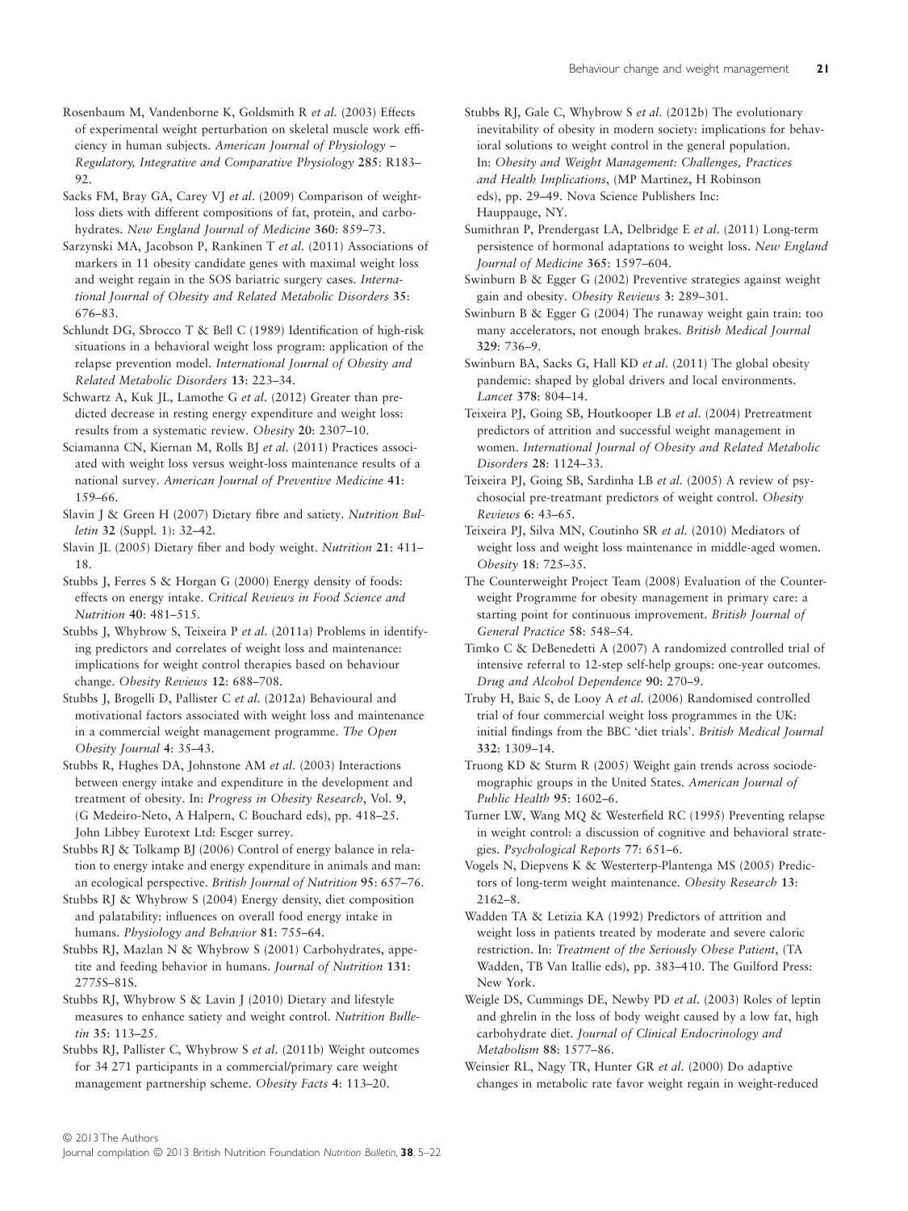Rosenbaum M, Vandenborne K, Goldsmith R *et al.* (2003) Effects of experimental weight perturbation on skeletal muscle work efficiency in human subjects. *American Journal of Physiology – Regulatory, Integrative and Comparative Physiology* **285**: R183–92.

Sacks FM, Bray GA, Carey VJ *et al.* (2009) Comparison of weight-loss diets with different compositions of fat, protein, and carbohydrates. *New England Journal of Medicine* **360**: 859–73.

Sarzynski MA, Jacobson P, Rankinen T *et al.* (2011) Associations of markers in 11 obesity candidate genes with maximal weight loss and weight regain in the SOS bariatric surgery cases. *International Journal of Obesity and Related Metabolic Disorders* **35**: 676–83.

Schlundt DG, Sbrocco T & Bell C (1989) Identification of high-risk situations in a behavioral weight loss program: application of the relapse prevention model. *International Journal of Obesity and Related Metabolic Disorders* **13**: 223–34.

Schwartz A, Kuk JL, Lamothe G *et al.* (2012) Greater than predicted decrease in resting energy expenditure and weight loss: results from a systematic review. *Obesity* **20**: 2307–10.

Sciamanna CN, Kiernan M, Rolls BJ *et al.* (2011) Practices associated with weight loss versus weight-loss maintenance results of a national survey. *American Journal of Preventive Medicine* **41**: 159–66.

Slavin J & Green H (2007) Dietary fibre and satiety. *Nutrition Bulletin* **32** (Suppl. 1): 32–42.

Slavin JL (2005) Dietary fiber and body weight. *Nutrition* **21**: 411–18.

Stubbs J, Ferres S & Horgan G (2000) Energy density of foods: effects on energy intake. *Critical Reviews in Food Science and Nutrition* **40**: 481–515.

Stubbs J, Whybrow S, Teixeira P *et al.* (2011a) Problems in identifying predictors and correlates of weight loss and maintenance: implications for weight control therapies based on behaviour change. *Obesity Reviews* **12**: 688–708.

Stubbs J, Brogelli D, Pallister C *et al.* (2012a) Behavioural and motivational factors associated with weight loss and maintenance in a commercial weight management programme. *The Open Obesity Journal* **4**: 35–43.

Stubbs R, Hughes DA, Johnstone AM *et al.* (2003) Interactions between energy intake and expenditure in the development and treatment of obesity. In: *Progress in Obesity Research*, Vol. **9**, (G Medeiro-Neto, A Halpern, C Bouchard eds), pp. 418–25. John Libbey Eurotext Ltd: Escger surrey.

Stubbs RJ & Tolkamp BJ (2006) Control of energy balance in relation to energy intake and energy expenditure in animals and man: an ecological perspective. *British Journal of Nutrition* **95**: 657–76.

Stubbs RJ & Whybrow S (2004) Energy density, diet composition and palatability: influences on overall food energy intake in humans. *Physiology and Behavior* **81**: 755–64.

Stubbs RJ, Mazlan N & Whybrow S (2001) Carbohydrates, appetite and feeding behavior in humans. *Journal of Nutrition* **131**: 2775S–81S.

Stubbs RJ, Whybrow S & Lavin J (2010) Dietary and lifestyle measures to enhance satiety and weight control. *Nutrition Bulletin* **35**: 113–25.

Stubbs RJ, Pallister C, Whybrow S *et al.* (2011b) Weight outcomes for 34 271 participants in a commercial/primary care weight management partnership scheme. *Obesity Facts* **4**: 113–20.

Stubbs RJ, Gale C, Whybrow S *et al.* (2012b) The evolutionary inevitability of obesity in modern society: implications for behavioral solutions to weight control in the general population. In: *Obesity and Weight Management: Challenges, Practices and Health Implications*, (MP Martinez, H Robinson eds), pp. 29–49. Nova Science Publishers Inc: Hauppauge, NY.

Sumithran P, Prendergast LA, Delbridge E *et al.* (2011) Long-term persistence of hormonal adaptations to weight loss. *New England Journal of Medicine* **365**: 1597–604.

Swinburn B & Egger G (2002) Preventive strategies against weight gain and obesity. *Obesity Reviews* **3**: 289–301.

Swinburn B & Egger G (2004) The runaway weight gain train: too many accelerators, not enough brakes. *British Medical Journal* **329**: 736–9.

Swinburn BA, Sacks G, Hall KD *et al.* (2011) The global obesity pandemic: shaped by global drivers and local environments. *Lancet* **378**: 804–14.

Teixeira PJ, Going SB, Houtkooper LB *et al.* (2004) Pretreatment predictors of attrition and successful weight management in women. *International Journal of Obesity and Related Metabolic Disorders* **28**: 1124–33.

Teixeira PJ, Going SB, Sardinha LB *et al.* (2005) A review of psychosocial pre-treatmant predictors of weight control. *Obesity Reviews* **6**: 43–65.

Teixeira PJ, Silva MN, Coutinho SR *et al.* (2010) Mediators of weight loss and weight loss maintenance in middle-aged women. *Obesity* **18**: 725–35.

The Counterweight Project Team (2008) Evaluation of the Counterweight Programme for obesity management in primary care: a starting point for continuous improvement. *British Journal of General Practice* **58**: 548–54.

Timko C & DeBenedetti A (2007) A randomized controlled trial of intensive referral to 12-step self-help groups: one-year outcomes. *Drug and Alcohol Dependence* **90**: 270–9.

Truby H, Baic S, de Looy A *et al.* (2006) Randomised controlled trial of four commercial weight loss programmes in the UK: initial findings from the BBC 'diet trials'. *British Medical Journal* **332**: 1309–14.

Truong KD & Sturm R (2005) Weight gain trends across sociodemographic groups in the United States. *American Journal of Public Health* **95**: 1602–6.

Turner LW, Wang MQ & Westerfield RC (1995) Preventing relapse in weight control: a discussion of cognitive and behavioral strategies. *Psychological Reports* **77**: 651–6.

Vogels N, Diepvens K & Westerterp-Plantenga MS (2005) Predictors of long-term weight maintenance. *Obesity Research* **13**: 2162–8.

Wadden TA & Letizia KA (1992) Predictors of attrition and weight loss in patients treated by moderate and severe caloric restriction. In: *Treatment of the Seriously Obese Patient*, (TA Wadden, TB Van Itallie eds), pp. 383–410. The Guilford Press: New York.

Weigle DS, Cummings DE, Newby PD *et al.* (2003) Roles of leptin and ghrelin in the loss of body weight caused by a low fat, high carbohydrate diet. *Journal of Clinical Endocrinology and Metabolism* **88**: 1577–86.

Weinsier RL, Nagy TR, Hunter GR *et al.* (2000) Do adaptive changes in metabolic rate favor weight regain in weight-reduced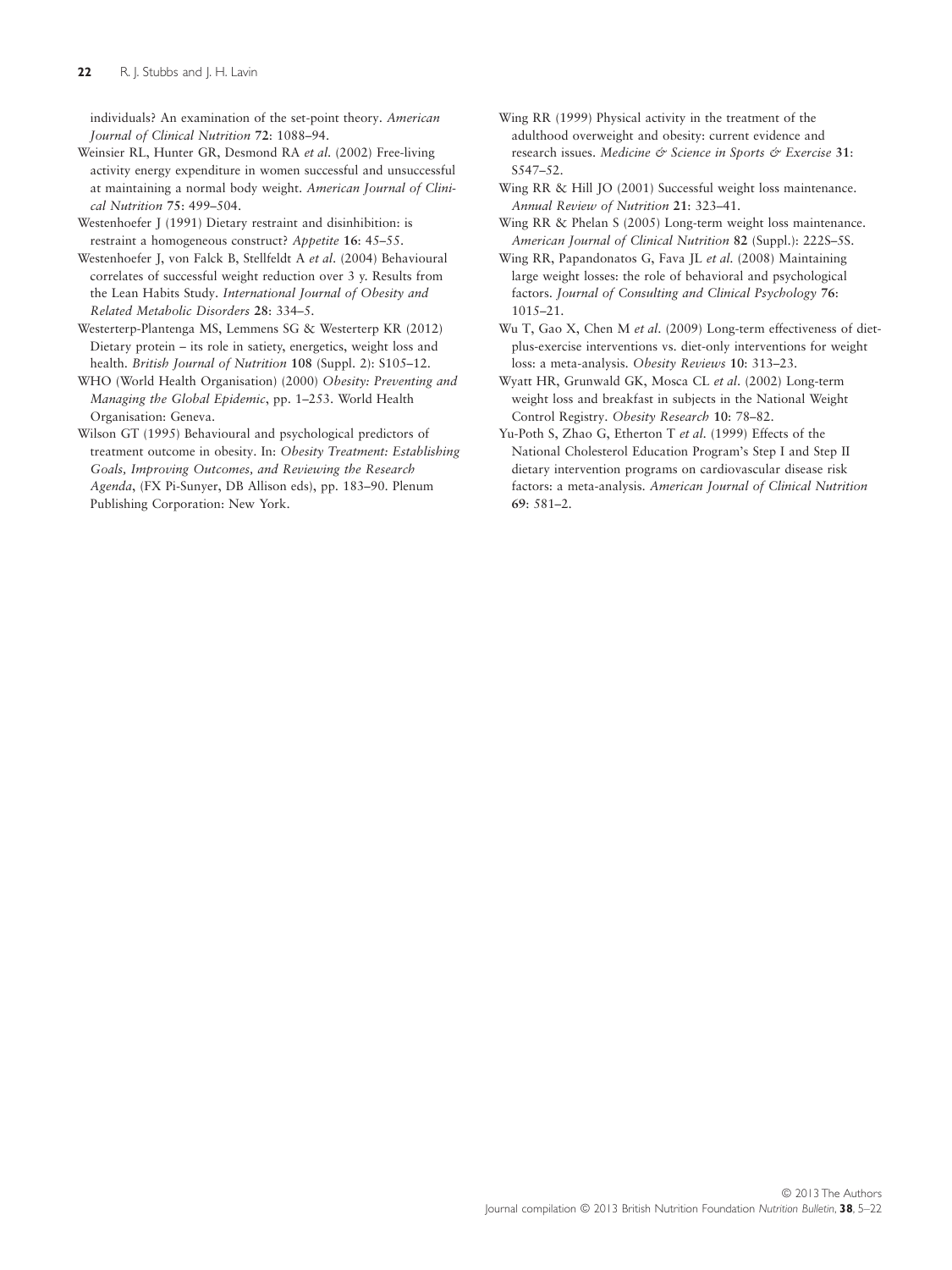individuals? An examination of the set-point theory. *American Journal of Clinical Nutrition* **72**: 1088–94.

Weinsier RL, Hunter GR, Desmond RA *et al*. (2002) Free-living activity energy expenditure in women successful and unsuccessful at maintaining a normal body weight. *American Journal of Clinical Nutrition* **75**: 499–504.

Westenhoefer J (1991) Dietary restraint and disinhibition: is restraint a homogeneous construct? *Appetite* **16**: 45–55.

Westenhoefer J, von Falck B, Stellfeldt A *et al*. (2004) Behavioural correlates of successful weight reduction over 3 y. Results from the Lean Habits Study. *International Journal of Obesity and Related Metabolic Disorders* **28**: 334–5.

Westerterp-Plantenga MS, Lemmens SG & Westerterp KR (2012) Dietary protein – its role in satiety, energetics, weight loss and health. *British Journal of Nutrition* **108** (Suppl. 2): S105–12.

WHO (World Health Organisation) (2000) *Obesity: Preventing and Managing the Global Epidemic*, pp. 1–253. World Health Organisation: Geneva.

Wilson GT (1995) Behavioural and psychological predictors of treatment outcome in obesity. In: *Obesity Treatment: Establishing Goals, Improving Outcomes, and Reviewing the Research Agenda*, (FX Pi-Sunyer, DB Allison eds), pp. 183–90. Plenum Publishing Corporation: New York.

Wing RR (1999) Physical activity in the treatment of the adulthood overweight and obesity: current evidence and research issues. *Medicine & Science in Sports & Exercise* **31**: S547–52.

Wing RR & Hill JO (2001) Successful weight loss maintenance. *Annual Review of Nutrition* **21**: 323–41.

Wing RR & Phelan S (2005) Long-term weight loss maintenance. *American Journal of Clinical Nutrition* **82** (Suppl.): 222S–5S.

Wing RR, Papandonatos G, Fava JL *et al*. (2008) Maintaining large weight losses: the role of behavioral and psychological factors. *Journal of Consulting and Clinical Psychology* **76**: 1015–21.

Wu T, Gao X, Chen M *et al*. (2009) Long-term effectiveness of diet-plus-exercise interventions vs. diet-only interventions for weight loss: a meta-analysis. *Obesity Reviews* **10**: 313–23.

Wyatt HR, Grunwald GK, Mosca CL *et al*. (2002) Long-term weight loss and breakfast in subjects in the National Weight Control Registry. *Obesity Research* **10**: 78–82.

Yu-Poth S, Zhao G, Etherton T *et al*. (1999) Effects of the National Cholesterol Education Program's Step I and Step II dietary intervention programs on cardiovascular disease risk factors: a meta-analysis. *American Journal of Clinical Nutrition* **69**: 581–2.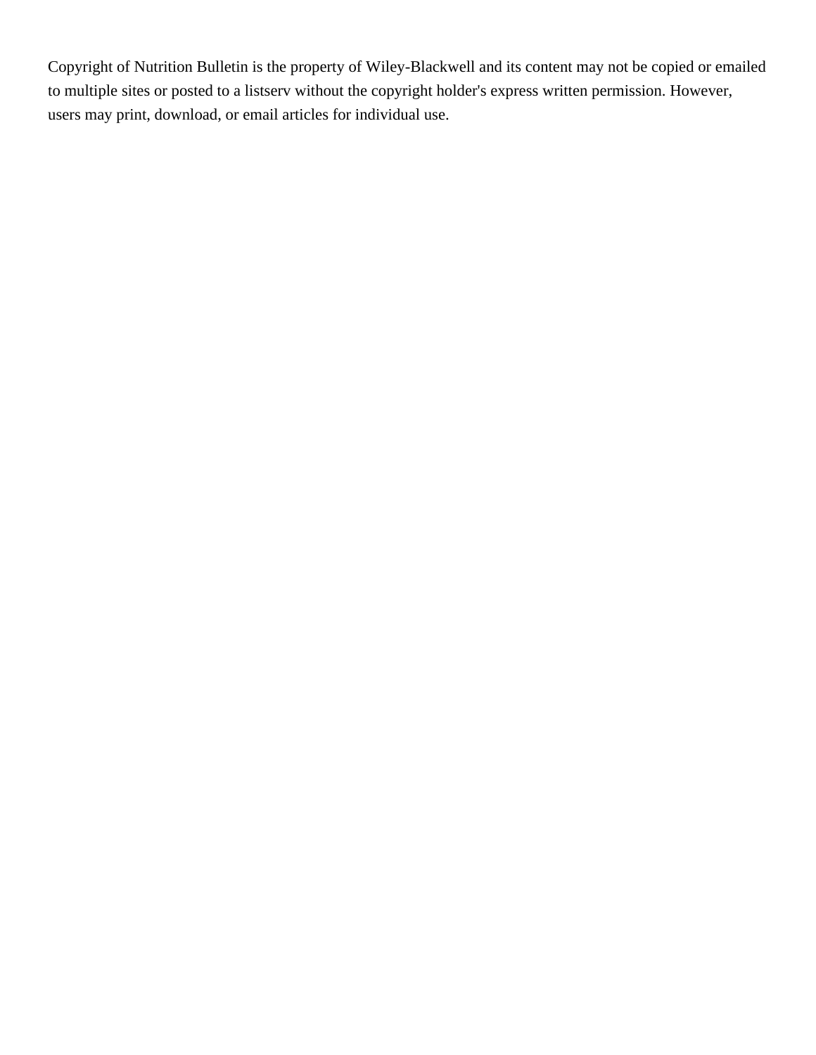Copyright of Nutrition Bulletin is the property of Wiley-Blackwell and its content may not be copied or emailed to multiple sites or posted to a listserv without the copyright holder's express written permission. However, users may print, download, or email articles for individual use.